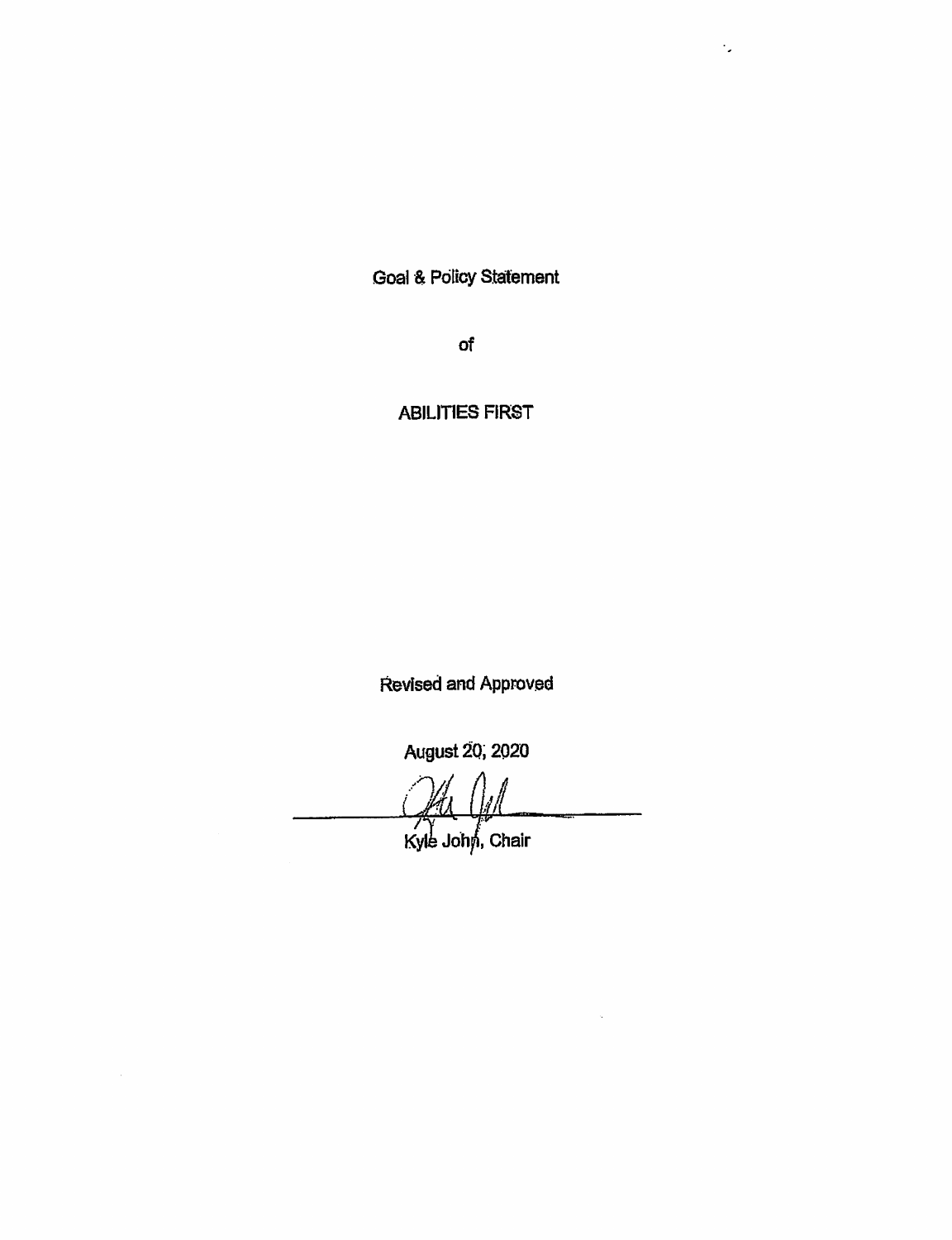# Goal & Policy Statement

of

# ABILITIES FIRST

Revised and Approved

August 20, 2020

Kyle John, Chair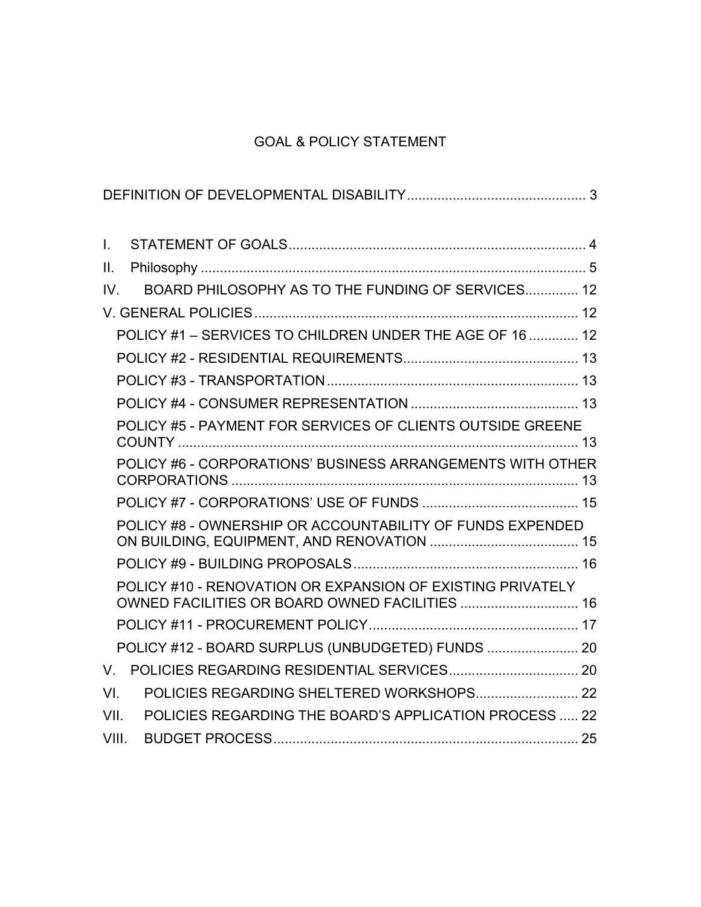# GOAL & POLICY STATEMENT

DEFINITION OF DEVELOPMENTAL DISABILITY .............................................. 3

I. STATEMENT OF GOALS .............................................................................. 4

II. Philosophy ..................................................................................................... 5

IV. BOARD PHILOSOPHY AS TO THE FUNDING OF SERVICES ............. 12

V. GENERAL POLICIES .................................................................................... 12

- POLICY #1 – SERVICES TO CHILDREN UNDER THE AGE OF 16 ............. 12
- POLICY #2 - RESIDENTIAL REQUIREMENTS .............................................. 13
- POLICY #3 - TRANSPORTATION ................................................................. 13
- POLICY #4 - CONSUMER REPRESENTATION ............................................ 13
- POLICY #5 - PAYMENT FOR SERVICES OF CLIENTS OUTSIDE GREENE COUNTY ......................................................................................................... 13
- POLICY #6 - CORPORATIONS' BUSINESS ARRANGEMENTS WITH OTHER CORPORATIONS ......................................................................................... 13
- POLICY #7 - CORPORATIONS' USE OF FUNDS ......................................... 15
- POLICY #8 - OWNERSHIP OR ACCOUNTABILITY OF FUNDS EXPENDED ON BUILDING, EQUIPMENT, AND RENOVATION ........................................ 15
- POLICY #9 - BUILDING PROPOSALS ........................................................... 16
- POLICY #10 - RENOVATION OR EXPANSION OF EXISTING PRIVATELY OWNED FACILITIES OR BOARD OWNED FACILITIES ............................... 16
- POLICY #11 - PROCUREMENT POLICY ....................................................... 17
- POLICY #12 - BOARD SURPLUS (UNBUDGETED) FUNDS ........................ 20

V. POLICIES REGARDING RESIDENTIAL SERVICES .................................. 20

VI. POLICIES REGARDING SHELTERED WORKSHOPS ........................... 22

VII. POLICIES REGARDING THE BOARD'S APPLICATION PROCESS ...... 22

VIII. BUDGET PROCESS ................................................................................. 25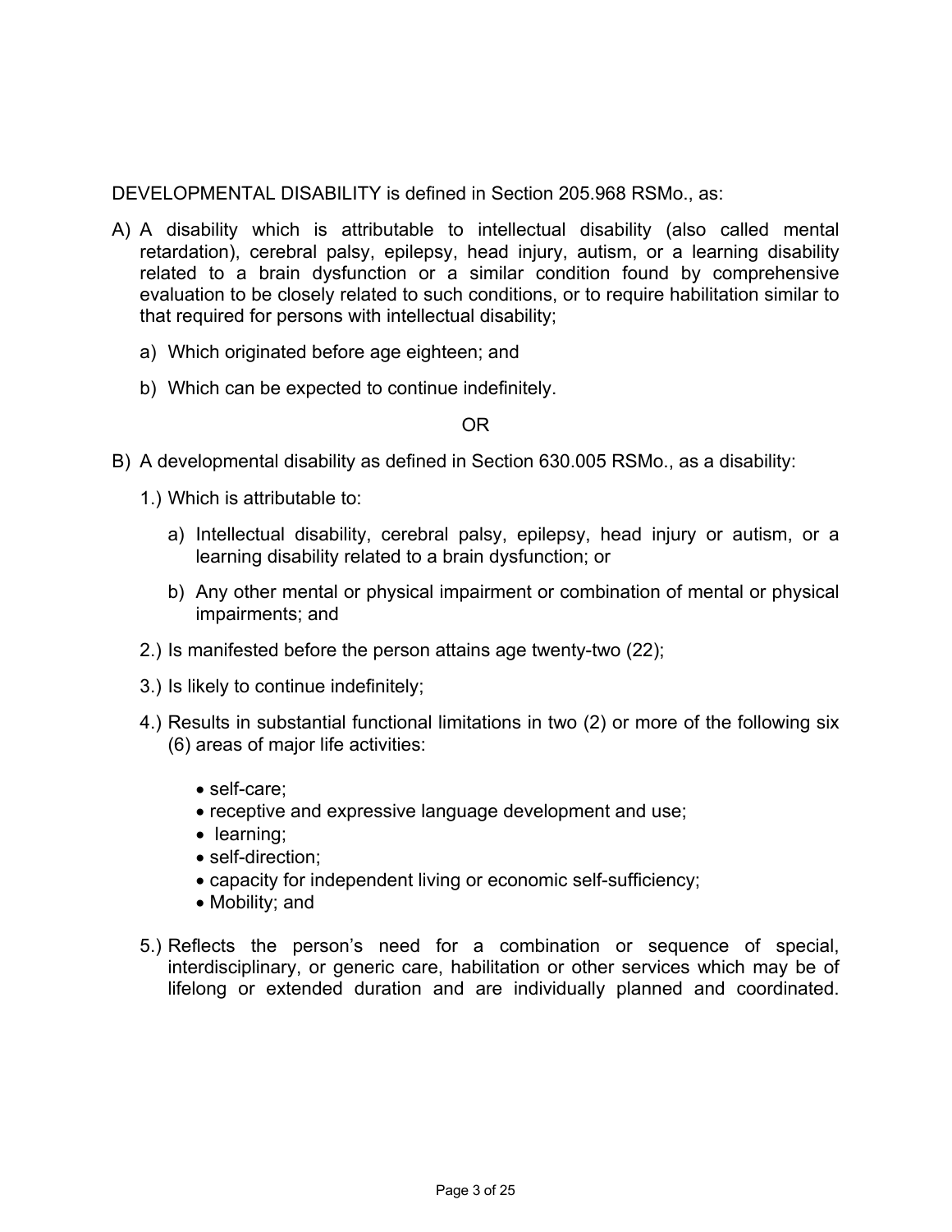DEVELOPMENTAL DISABILITY is defined in Section 205.968 RSMo., as:

A) A disability which is attributable to intellectual disability (also called mental retardation), cerebral palsy, epilepsy, head injury, autism, or a learning disability related to a brain dysfunction or a similar condition found by comprehensive evaluation to be closely related to such conditions, or to require habilitation similar to that required for persons with intellectual disability;

   a) Which originated before age eighteen; and

   b) Which can be expected to continue indefinitely.

OR

B) A developmental disability as defined in Section 630.005 RSMo., as a disability:

   1.) Which is attributable to:

      a) Intellectual disability, cerebral palsy, epilepsy, head injury or autism, or a learning disability related to a brain dysfunction; or

      b) Any other mental or physical impairment or combination of mental or physical impairments; and

   2.) Is manifested before the person attains age twenty-two (22);

   3.) Is likely to continue indefinitely;

   4.) Results in substantial functional limitations in two (2) or more of the following six (6) areas of major life activities:

      - self-care;
      - receptive and expressive language development and use;
      - learning;
      - self-direction;
      - capacity for independent living or economic self-sufficiency;
      - Mobility; and

   5.) Reflects the person's need for a combination or sequence of special, interdisciplinary, or generic care, habilitation or other services which may be of lifelong or extended duration and are individually planned and coordinated.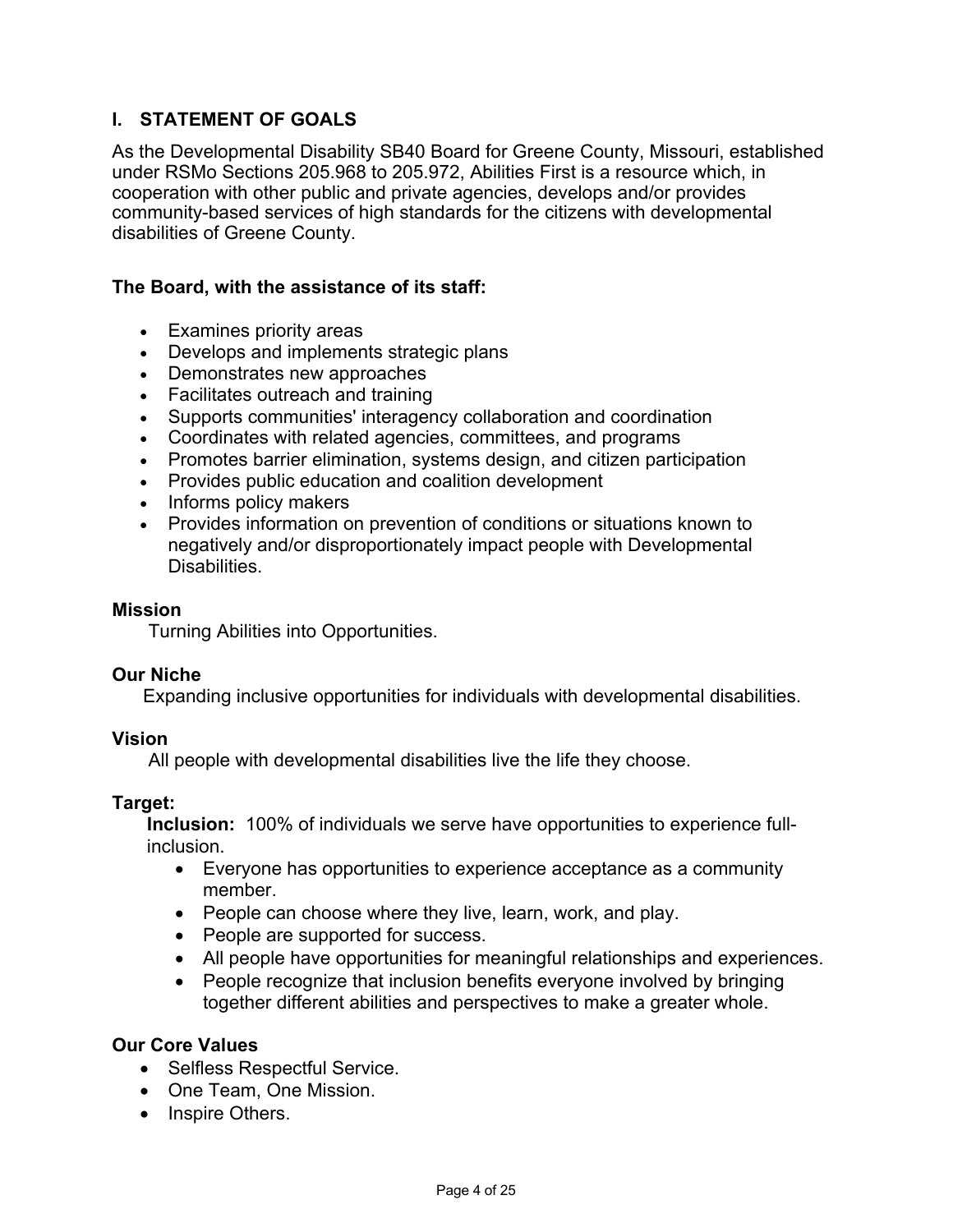## I. STATEMENT OF GOALS

As the Developmental Disability SB40 Board for Greene County, Missouri, established under RSMo Sections 205.968 to 205.972, Abilities First is a resource which, in cooperation with other public and private agencies, develops and/or provides community-based services of high standards for the citizens with developmental disabilities of Greene County.

**The Board, with the assistance of its staff:**

- Examines priority areas
- Develops and implements strategic plans
- Demonstrates new approaches
- Facilitates outreach and training
- Supports communities' interagency collaboration and coordination
- Coordinates with related agencies, committees, and programs
- Promotes barrier elimination, systems design, and citizen participation
- Provides public education and coalition development
- Informs policy makers
- Provides information on prevention of conditions or situations known to negatively and/or disproportionately impact people with Developmental Disabilities.

**Mission**

Turning Abilities into Opportunities.

**Our Niche**

Expanding inclusive opportunities for individuals with developmental disabilities.

**Vision**

All people with developmental disabilities live the life they choose.

**Target:**

**Inclusion:** 100% of individuals we serve have opportunities to experience full-inclusion.

- Everyone has opportunities to experience acceptance as a community member.
- People can choose where they live, learn, work, and play.
- People are supported for success.
- All people have opportunities for meaningful relationships and experiences.
- People recognize that inclusion benefits everyone involved by bringing together different abilities and perspectives to make a greater whole.

**Our Core Values**

- Selfless Respectful Service.
- One Team, One Mission.
- Inspire Others.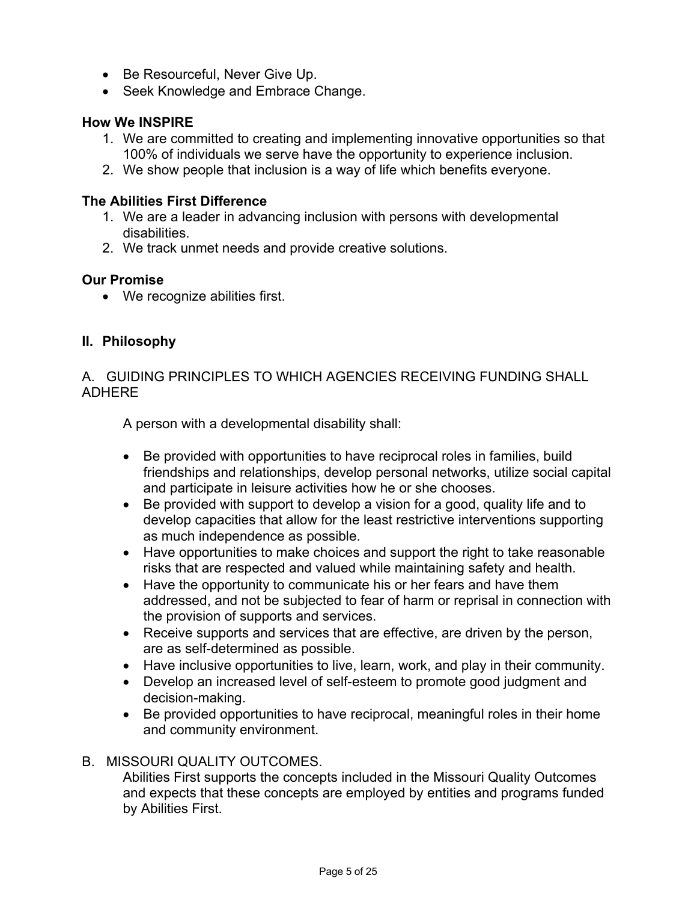- Be Resourceful, Never Give Up.
- Seek Knowledge and Embrace Change.

**How We INSPIRE**

1. We are committed to creating and implementing innovative opportunities so that 100% of individuals we serve have the opportunity to experience inclusion.
2. We show people that inclusion is a way of life which benefits everyone.

**The Abilities First Difference**

1. We are a leader in advancing inclusion with persons with developmental disabilities.
2. We track unmet needs and provide creative solutions.

**Our Promise**

- We recognize abilities first.

## II. Philosophy

A. GUIDING PRINCIPLES TO WHICH AGENCIES RECEIVING FUNDING SHALL ADHERE

A person with a developmental disability shall:

- Be provided with opportunities to have reciprocal roles in families, build friendships and relationships, develop personal networks, utilize social capital and participate in leisure activities how he or she chooses.
- Be provided with support to develop a vision for a good, quality life and to develop capacities that allow for the least restrictive interventions supporting as much independence as possible.
- Have opportunities to make choices and support the right to take reasonable risks that are respected and valued while maintaining safety and health.
- Have the opportunity to communicate his or her fears and have them addressed, and not be subjected to fear of harm or reprisal in connection with the provision of supports and services.
- Receive supports and services that are effective, are driven by the person, are as self-determined as possible.
- Have inclusive opportunities to live, learn, work, and play in their community.
- Develop an increased level of self-esteem to promote good judgment and decision-making.
- Be provided opportunities to have reciprocal, meaningful roles in their home and community environment.

B. MISSOURI QUALITY OUTCOMES.

Abilities First supports the concepts included in the Missouri Quality Outcomes and expects that these concepts are employed by entities and programs funded by Abilities First.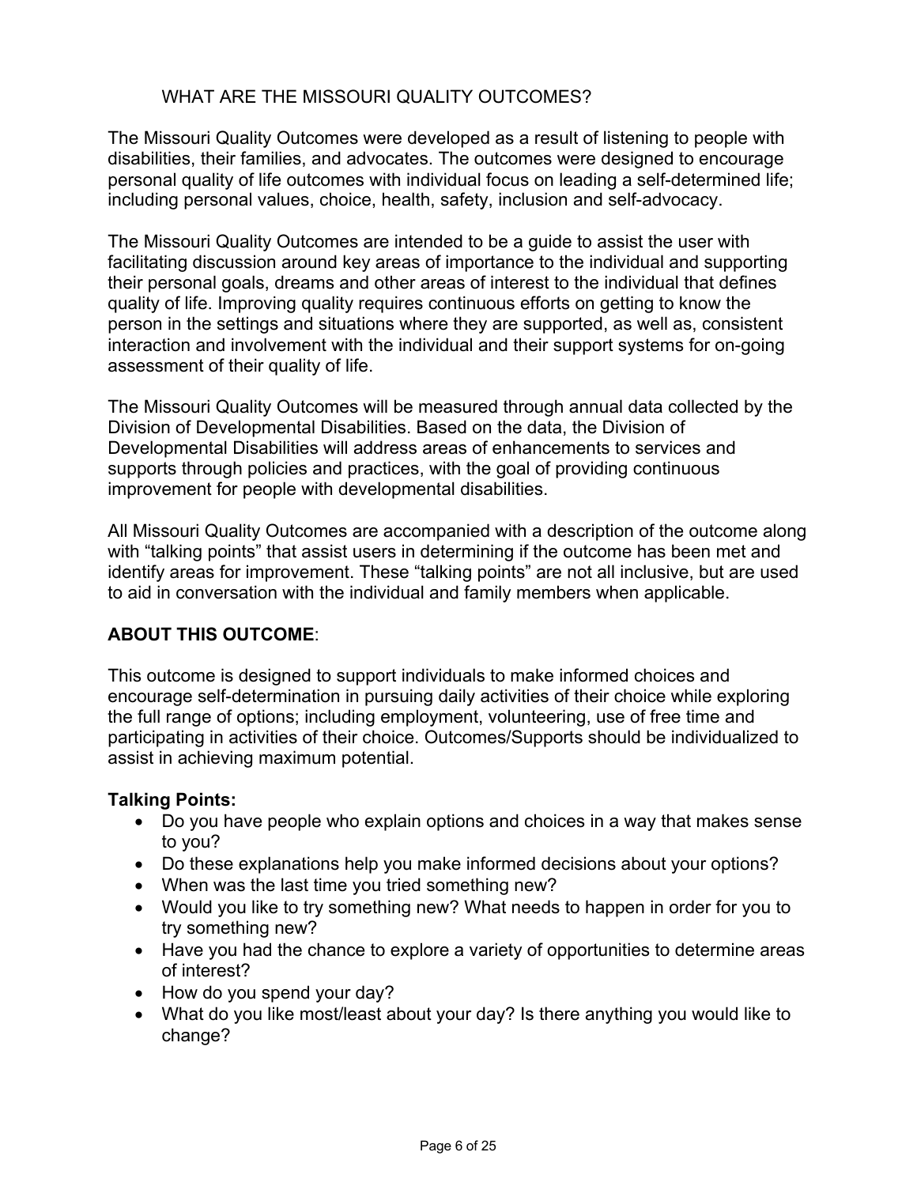## WHAT ARE THE MISSOURI QUALITY OUTCOMES?

The Missouri Quality Outcomes were developed as a result of listening to people with disabilities, their families, and advocates. The outcomes were designed to encourage personal quality of life outcomes with individual focus on leading a self-determined life; including personal values, choice, health, safety, inclusion and self-advocacy.

The Missouri Quality Outcomes are intended to be a guide to assist the user with facilitating discussion around key areas of importance to the individual and supporting their personal goals, dreams and other areas of interest to the individual that defines quality of life. Improving quality requires continuous efforts on getting to know the person in the settings and situations where they are supported, as well as, consistent interaction and involvement with the individual and their support systems for on-going assessment of their quality of life.

The Missouri Quality Outcomes will be measured through annual data collected by the Division of Developmental Disabilities. Based on the data, the Division of Developmental Disabilities will address areas of enhancements to services and supports through policies and practices, with the goal of providing continuous improvement for people with developmental disabilities.

All Missouri Quality Outcomes are accompanied with a description of the outcome along with "talking points" that assist users in determining if the outcome has been met and identify areas for improvement. These "talking points" are not all inclusive, but are used to aid in conversation with the individual and family members when applicable.

**ABOUT THIS OUTCOME**:

This outcome is designed to support individuals to make informed choices and encourage self-determination in pursuing daily activities of their choice while exploring the full range of options; including employment, volunteering, use of free time and participating in activities of their choice. Outcomes/Supports should be individualized to assist in achieving maximum potential.

**Talking Points:**

- Do you have people who explain options and choices in a way that makes sense to you?
- Do these explanations help you make informed decisions about your options?
- When was the last time you tried something new?
- Would you like to try something new? What needs to happen in order for you to try something new?
- Have you had the chance to explore a variety of opportunities to determine areas of interest?
- How do you spend your day?
- What do you like most/least about your day? Is there anything you would like to change?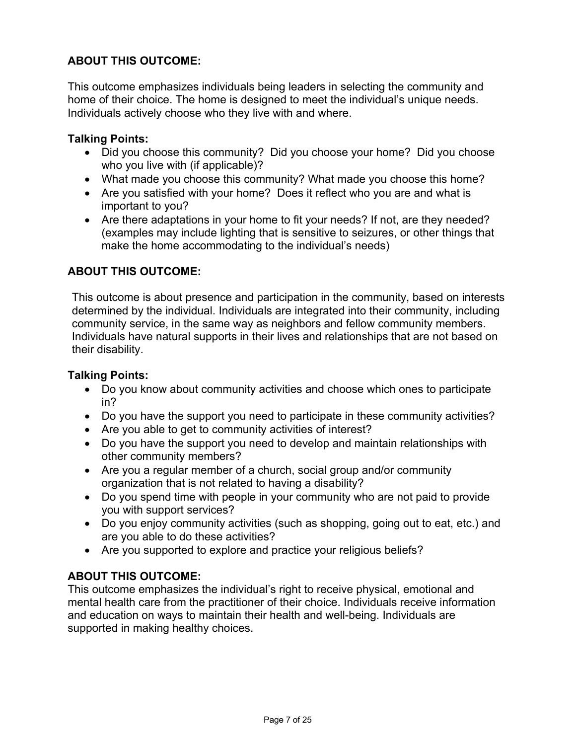**ABOUT THIS OUTCOME:**

This outcome emphasizes individuals being leaders in selecting the community and home of their choice. The home is designed to meet the individual's unique needs. Individuals actively choose who they live with and where.

**Talking Points:**

- Did you choose this community? Did you choose your home? Did you choose who you live with (if applicable)?
- What made you choose this community? What made you choose this home?
- Are you satisfied with your home? Does it reflect who you are and what is important to you?
- Are there adaptations in your home to fit your needs? If not, are they needed? (examples may include lighting that is sensitive to seizures, or other things that make the home accommodating to the individual's needs)

**ABOUT THIS OUTCOME:**

This outcome is about presence and participation in the community, based on interests determined by the individual. Individuals are integrated into their community, including community service, in the same way as neighbors and fellow community members. Individuals have natural supports in their lives and relationships that are not based on their disability.

**Talking Points:**

- Do you know about community activities and choose which ones to participate in?
- Do you have the support you need to participate in these community activities?
- Are you able to get to community activities of interest?
- Do you have the support you need to develop and maintain relationships with other community members?
- Are you a regular member of a church, social group and/or community organization that is not related to having a disability?
- Do you spend time with people in your community who are not paid to provide you with support services?
- Do you enjoy community activities (such as shopping, going out to eat, etc.) and are you able to do these activities?
- Are you supported to explore and practice your religious beliefs?

**ABOUT THIS OUTCOME:**

This outcome emphasizes the individual's right to receive physical, emotional and mental health care from the practitioner of their choice. Individuals receive information and education on ways to maintain their health and well-being. Individuals are supported in making healthy choices.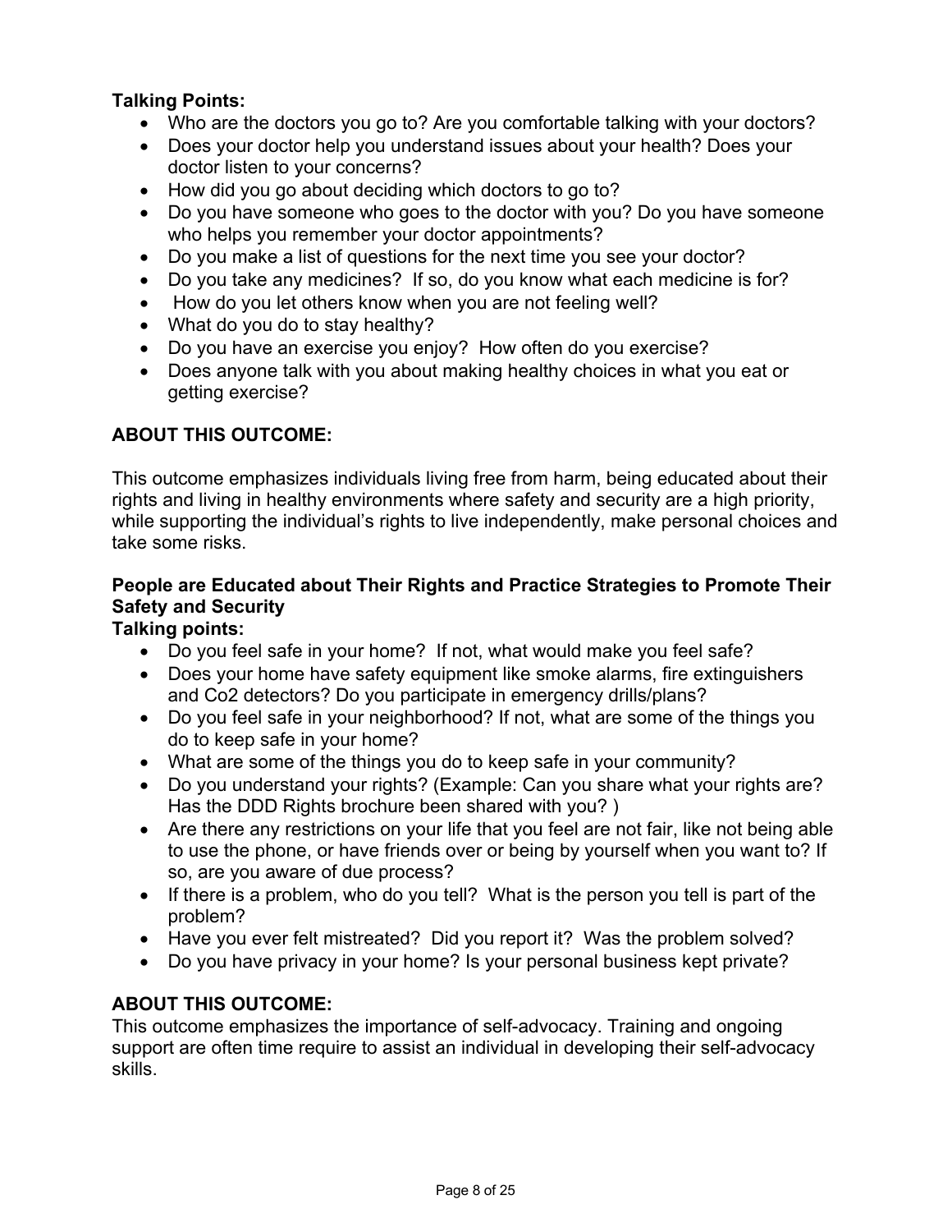**Talking Points:**

- Who are the doctors you go to? Are you comfortable talking with your doctors?
- Does your doctor help you understand issues about your health? Does your doctor listen to your concerns?
- How did you go about deciding which doctors to go to?
- Do you have someone who goes to the doctor with you? Do you have someone who helps you remember your doctor appointments?
- Do you make a list of questions for the next time you see your doctor?
- Do you take any medicines? If so, do you know what each medicine is for?
- How do you let others know when you are not feeling well?
- What do you do to stay healthy?
- Do you have an exercise you enjoy? How often do you exercise?
- Does anyone talk with you about making healthy choices in what you eat or getting exercise?

**ABOUT THIS OUTCOME:**

This outcome emphasizes individuals living free from harm, being educated about their rights and living in healthy environments where safety and security are a high priority, while supporting the individual's rights to live independently, make personal choices and take some risks.

**People are Educated about Their Rights and Practice Strategies to Promote Their Safety and Security**

**Talking points:**

- Do you feel safe in your home? If not, what would make you feel safe?
- Does your home have safety equipment like smoke alarms, fire extinguishers and Co2 detectors? Do you participate in emergency drills/plans?
- Do you feel safe in your neighborhood? If not, what are some of the things you do to keep safe in your home?
- What are some of the things you do to keep safe in your community?
- Do you understand your rights? (Example: Can you share what your rights are? Has the DDD Rights brochure been shared with you? )
- Are there any restrictions on your life that you feel are not fair, like not being able to use the phone, or have friends over or being by yourself when you want to? If so, are you aware of due process?
- If there is a problem, who do you tell? What is the person you tell is part of the problem?
- Have you ever felt mistreated? Did you report it? Was the problem solved?
- Do you have privacy in your home? Is your personal business kept private?

**ABOUT THIS OUTCOME:**

This outcome emphasizes the importance of self-advocacy. Training and ongoing support are often time require to assist an individual in developing their self-advocacy skills.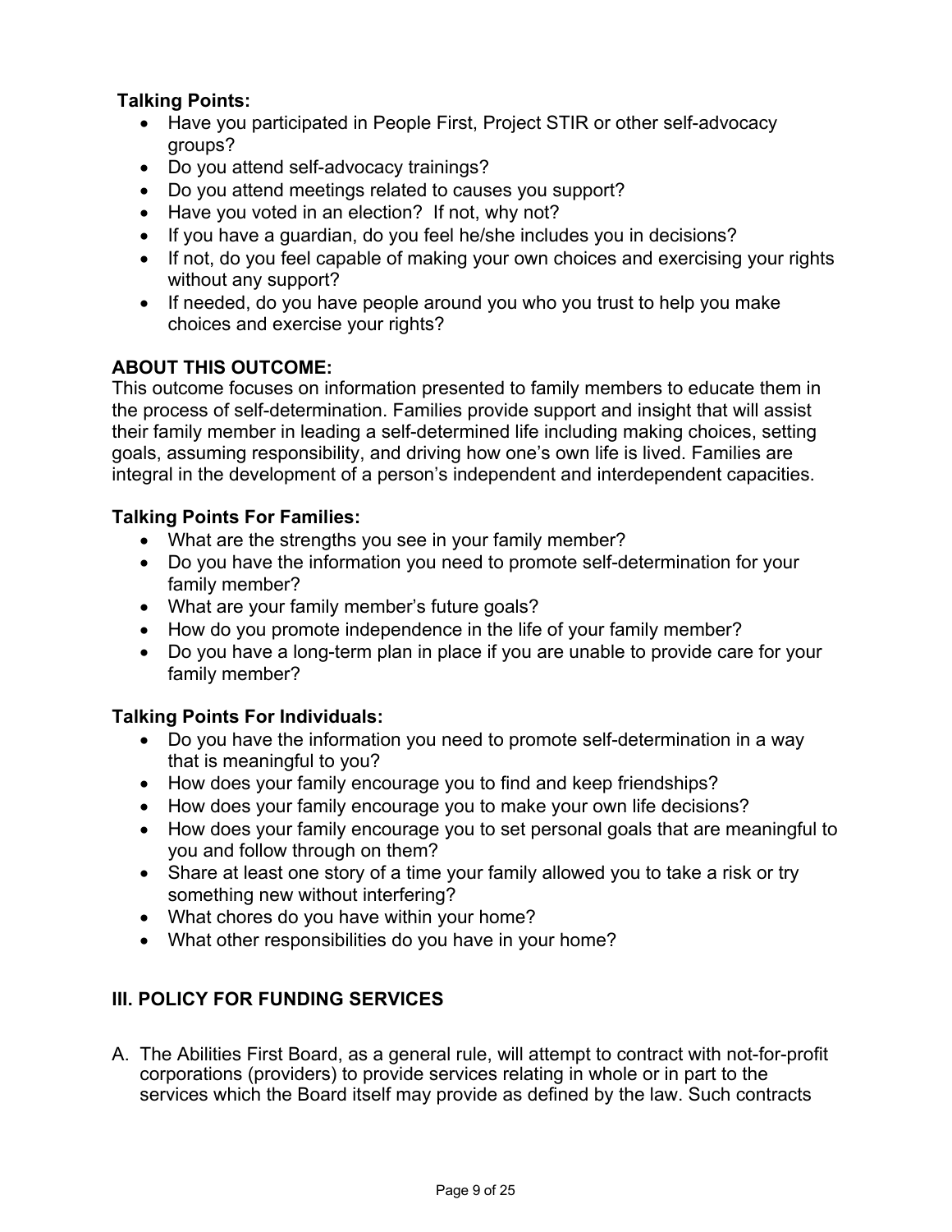**Talking Points:**

- Have you participated in People First, Project STIR or other self-advocacy groups?
- Do you attend self-advocacy trainings?
- Do you attend meetings related to causes you support?
- Have you voted in an election? If not, why not?
- If you have a guardian, do you feel he/she includes you in decisions?
- If not, do you feel capable of making your own choices and exercising your rights without any support?
- If needed, do you have people around you who you trust to help you make choices and exercise your rights?

**ABOUT THIS OUTCOME:**

This outcome focuses on information presented to family members to educate them in the process of self-determination. Families provide support and insight that will assist their family member in leading a self-determined life including making choices, setting goals, assuming responsibility, and driving how one's own life is lived. Families are integral in the development of a person's independent and interdependent capacities.

**Talking Points For Families:**

- What are the strengths you see in your family member?
- Do you have the information you need to promote self-determination for your family member?
- What are your family member's future goals?
- How do you promote independence in the life of your family member?
- Do you have a long-term plan in place if you are unable to provide care for your family member?

**Talking Points For Individuals:**

- Do you have the information you need to promote self-determination in a way that is meaningful to you?
- How does your family encourage you to find and keep friendships?
- How does your family encourage you to make your own life decisions?
- How does your family encourage you to set personal goals that are meaningful to you and follow through on them?
- Share at least one story of a time your family allowed you to take a risk or try something new without interfering?
- What chores do you have within your home?
- What other responsibilities do you have in your home?

## III. POLICY FOR FUNDING SERVICES

A. The Abilities First Board, as a general rule, will attempt to contract with not-for-profit corporations (providers) to provide services relating in whole or in part to the services which the Board itself may provide as defined by the law. Such contracts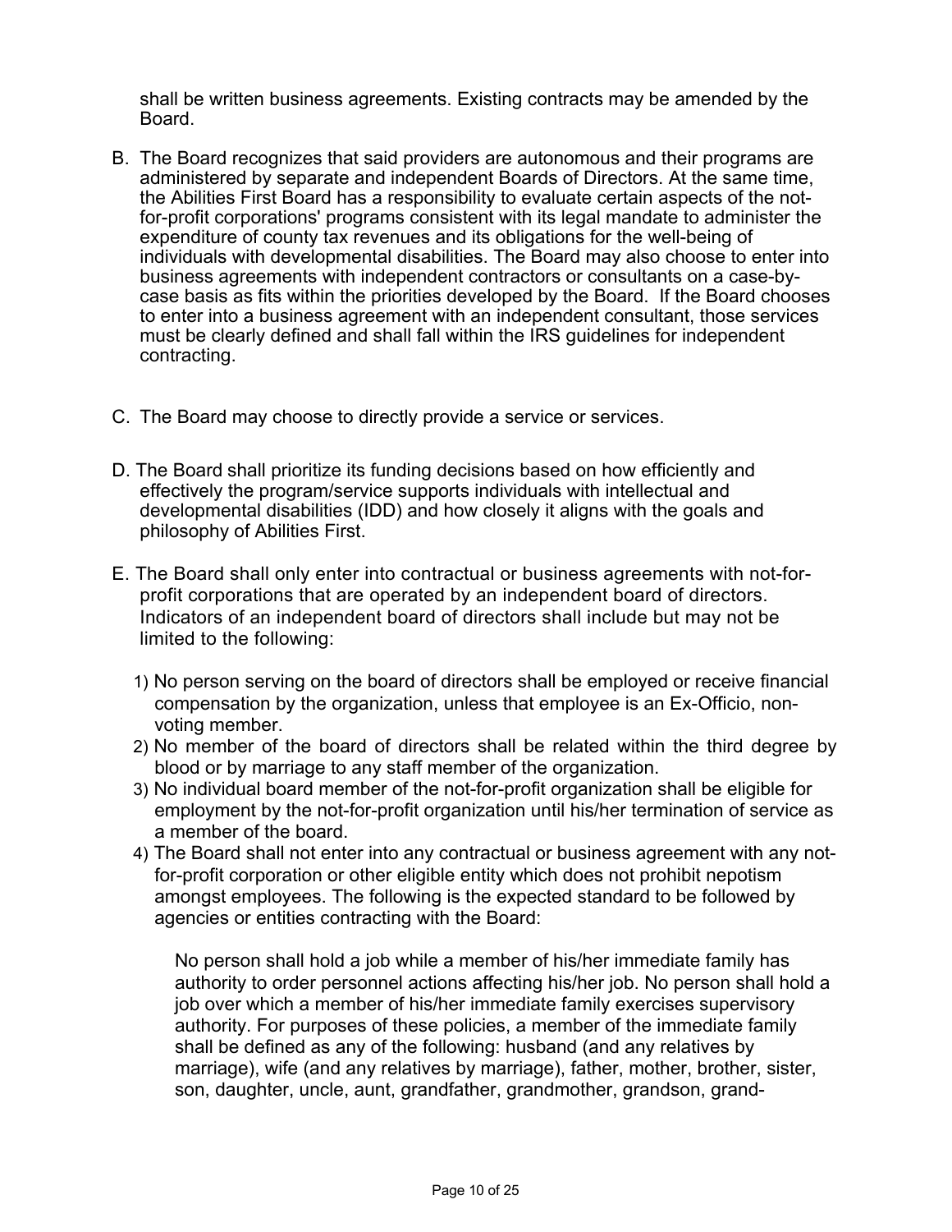shall be written business agreements. Existing contracts may be amended by the Board.

B. The Board recognizes that said providers are autonomous and their programs are administered by separate and independent Boards of Directors. At the same time, the Abilities First Board has a responsibility to evaluate certain aspects of the not-for-profit corporations' programs consistent with its legal mandate to administer the expenditure of county tax revenues and its obligations for the well-being of individuals with developmental disabilities. The Board may also choose to enter into business agreements with independent contractors or consultants on a case-by-case basis as fits within the priorities developed by the Board. If the Board chooses to enter into a business agreement with an independent consultant, those services must be clearly defined and shall fall within the IRS guidelines for independent contracting.

C. The Board may choose to directly provide a service or services.

D. The Board shall prioritize its funding decisions based on how efficiently and effectively the program/service supports individuals with intellectual and developmental disabilities (IDD) and how closely it aligns with the goals and philosophy of Abilities First.

E. The Board shall only enter into contractual or business agreements with not-for-profit corporations that are operated by an independent board of directors. Indicators of an independent board of directors shall include but may not be limited to the following:

   1) No person serving on the board of directors shall be employed or receive financial compensation by the organization, unless that employee is an Ex-Officio, non-voting member.
   2) No member of the board of directors shall be related within the third degree by blood or by marriage to any staff member of the organization.
   3) No individual board member of the not-for-profit organization shall be eligible for employment by the not-for-profit organization until his/her termination of service as a member of the board.
   4) The Board shall not enter into any contractual or business agreement with any not-for-profit corporation or other eligible entity which does not prohibit nepotism amongst employees. The following is the expected standard to be followed by agencies or entities contracting with the Board:

      No person shall hold a job while a member of his/her immediate family has authority to order personnel actions affecting his/her job. No person shall hold a job over which a member of his/her immediate family exercises supervisory authority. For purposes of these policies, a member of the immediate family shall be defined as any of the following: husband (and any relatives by marriage), wife (and any relatives by marriage), father, mother, brother, sister, son, daughter, uncle, aunt, grandfather, grandmother, grandson, grand-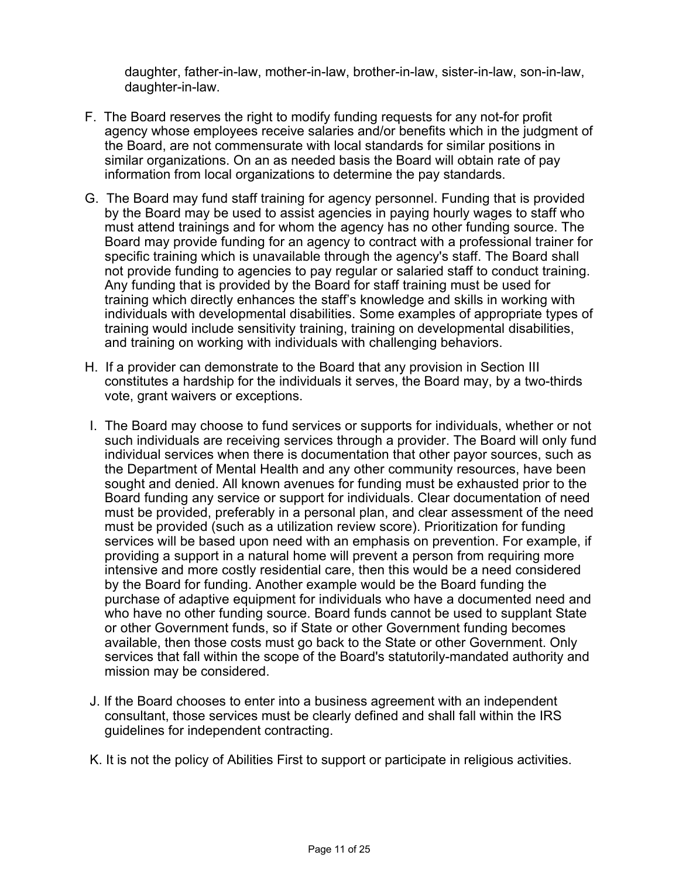daughter, father-in-law, mother-in-law, brother-in-law, sister-in-law, son-in-law, daughter-in-law.

F. The Board reserves the right to modify funding requests for any not-for profit agency whose employees receive salaries and/or benefits which in the judgment of the Board, are not commensurate with local standards for similar positions in similar organizations. On an as needed basis the Board will obtain rate of pay information from local organizations to determine the pay standards.

G. The Board may fund staff training for agency personnel. Funding that is provided by the Board may be used to assist agencies in paying hourly wages to staff who must attend trainings and for whom the agency has no other funding source. The Board may provide funding for an agency to contract with a professional trainer for specific training which is unavailable through the agency's staff. The Board shall not provide funding to agencies to pay regular or salaried staff to conduct training. Any funding that is provided by the Board for staff training must be used for training which directly enhances the staff's knowledge and skills in working with individuals with developmental disabilities. Some examples of appropriate types of training would include sensitivity training, training on developmental disabilities, and training on working with individuals with challenging behaviors.

H. If a provider can demonstrate to the Board that any provision in Section III constitutes a hardship for the individuals it serves, the Board may, by a two-thirds vote, grant waivers or exceptions.

I. The Board may choose to fund services or supports for individuals, whether or not such individuals are receiving services through a provider. The Board will only fund individual services when there is documentation that other payor sources, such as the Department of Mental Health and any other community resources, have been sought and denied. All known avenues for funding must be exhausted prior to the Board funding any service or support for individuals. Clear documentation of need must be provided, preferably in a personal plan, and clear assessment of the need must be provided (such as a utilization review score). Prioritization for funding services will be based upon need with an emphasis on prevention. For example, if providing a support in a natural home will prevent a person from requiring more intensive and more costly residential care, then this would be a need considered by the Board for funding. Another example would be the Board funding the purchase of adaptive equipment for individuals who have a documented need and who have no other funding source. Board funds cannot be used to supplant State or other Government funds, so if State or other Government funding becomes available, then those costs must go back to the State or other Government. Only services that fall within the scope of the Board's statutorily-mandated authority and mission may be considered.

J. If the Board chooses to enter into a business agreement with an independent consultant, those services must be clearly defined and shall fall within the IRS guidelines for independent contracting.

K. It is not the policy of Abilities First to support or participate in religious activities.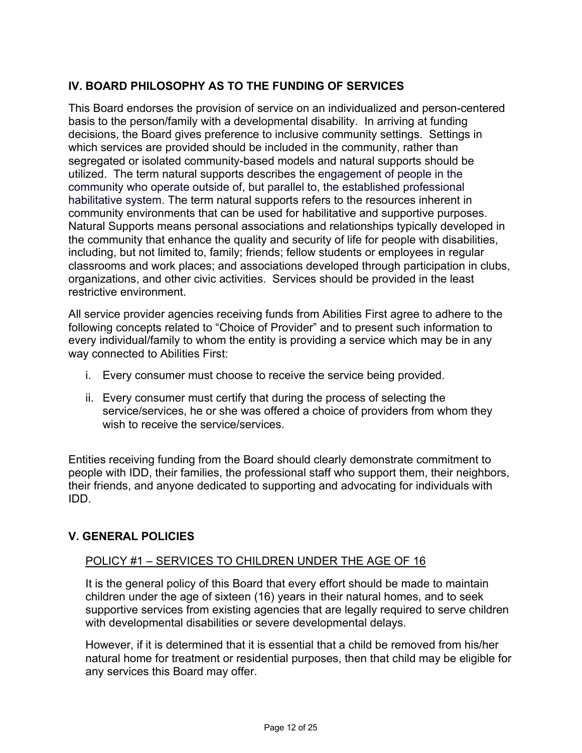## IV. BOARD PHILOSOPHY AS TO THE FUNDING OF SERVICES

This Board endorses the provision of service on an individualized and person-centered basis to the person/family with a developmental disability. In arriving at funding decisions, the Board gives preference to inclusive community settings. Settings in which services are provided should be included in the community, rather than segregated or isolated community-based models and natural supports should be utilized. The term natural supports describes the engagement of people in the community who operate outside of, but parallel to, the established professional habilitative system. The term natural supports refers to the resources inherent in community environments that can be used for habilitative and supportive purposes. Natural Supports means personal associations and relationships typically developed in the community that enhance the quality and security of life for people with disabilities, including, but not limited to, family; friends; fellow students or employees in regular classrooms and work places; and associations developed through participation in clubs, organizations, and other civic activities. Services should be provided in the least restrictive environment.

All service provider agencies receiving funds from Abilities First agree to adhere to the following concepts related to "Choice of Provider" and to present such information to every individual/family to whom the entity is providing a service which may be in any way connected to Abilities First:

i. Every consumer must choose to receive the service being provided.

ii. Every consumer must certify that during the process of selecting the service/services, he or she was offered a choice of providers from whom they wish to receive the service/services.

Entities receiving funding from the Board should clearly demonstrate commitment to people with IDD, their families, the professional staff who support them, their neighbors, their friends, and anyone dedicated to supporting and advocating for individuals with IDD.

## V. GENERAL POLICIES

### POLICY #1 – SERVICES TO CHILDREN UNDER THE AGE OF 16

It is the general policy of this Board that every effort should be made to maintain children under the age of sixteen (16) years in their natural homes, and to seek supportive services from existing agencies that are legally required to serve children with developmental disabilities or severe developmental delays.

However, if it is determined that it is essential that a child be removed from his/her natural home for treatment or residential purposes, then that child may be eligible for any services this Board may offer.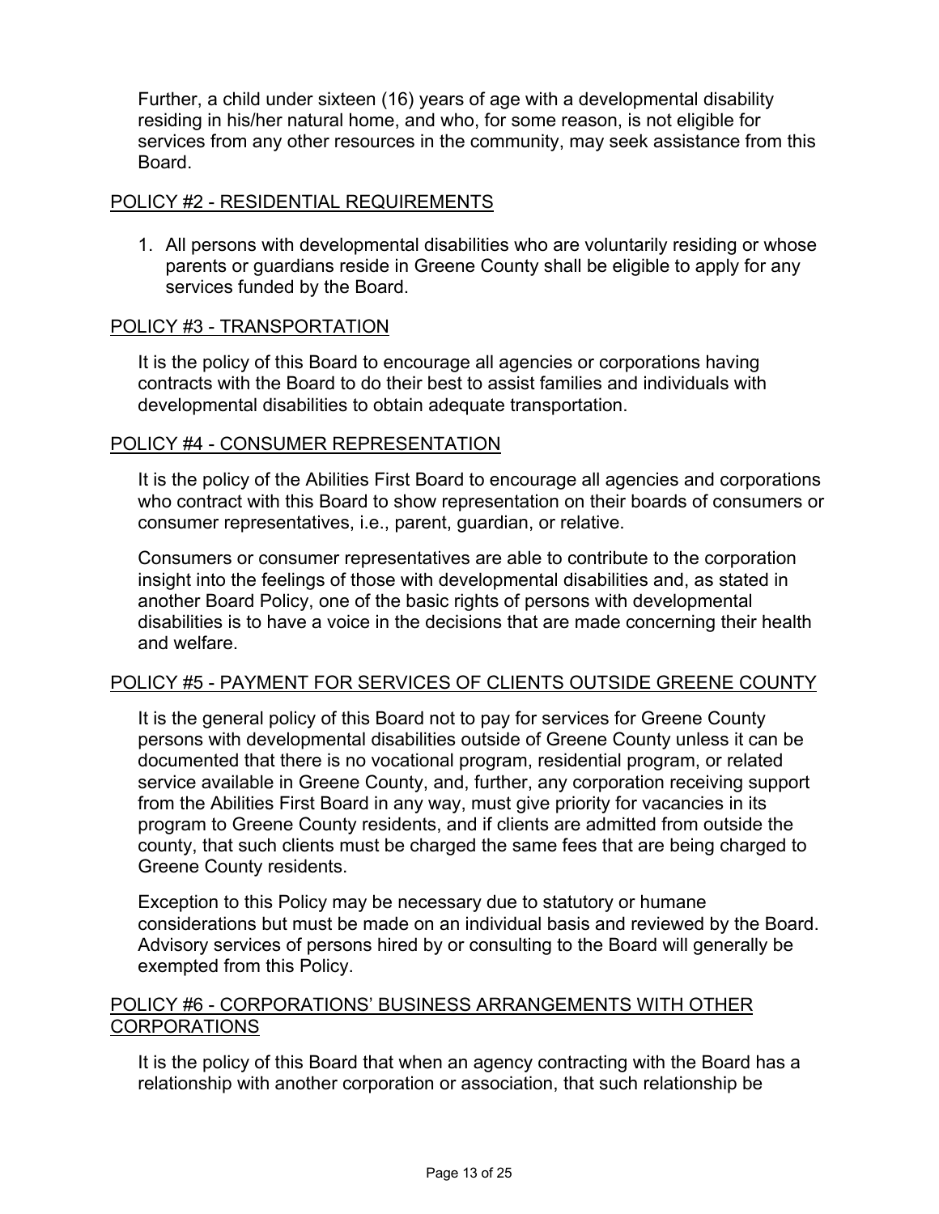Further, a child under sixteen (16) years of age with a developmental disability residing in his/her natural home, and who, for some reason, is not eligible for services from any other resources in the community, may seek assistance from this Board.

## POLICY #2 - RESIDENTIAL REQUIREMENTS

1. All persons with developmental disabilities who are voluntarily residing or whose parents or guardians reside in Greene County shall be eligible to apply for any services funded by the Board.

## POLICY #3 - TRANSPORTATION

It is the policy of this Board to encourage all agencies or corporations having contracts with the Board to do their best to assist families and individuals with developmental disabilities to obtain adequate transportation.

## POLICY #4 - CONSUMER REPRESENTATION

It is the policy of the Abilities First Board to encourage all agencies and corporations who contract with this Board to show representation on their boards of consumers or consumer representatives, i.e., parent, guardian, or relative.

Consumers or consumer representatives are able to contribute to the corporation insight into the feelings of those with developmental disabilities and, as stated in another Board Policy, one of the basic rights of persons with developmental disabilities is to have a voice in the decisions that are made concerning their health and welfare.

## POLICY #5 - PAYMENT FOR SERVICES OF CLIENTS OUTSIDE GREENE COUNTY

It is the general policy of this Board not to pay for services for Greene County persons with developmental disabilities outside of Greene County unless it can be documented that there is no vocational program, residential program, or related service available in Greene County, and, further, any corporation receiving support from the Abilities First Board in any way, must give priority for vacancies in its program to Greene County residents, and if clients are admitted from outside the county, that such clients must be charged the same fees that are being charged to Greene County residents.

Exception to this Policy may be necessary due to statutory or humane considerations but must be made on an individual basis and reviewed by the Board. Advisory services of persons hired by or consulting to the Board will generally be exempted from this Policy.

## POLICY #6 - CORPORATIONS' BUSINESS ARRANGEMENTS WITH OTHER CORPORATIONS

It is the policy of this Board that when an agency contracting with the Board has a relationship with another corporation or association, that such relationship be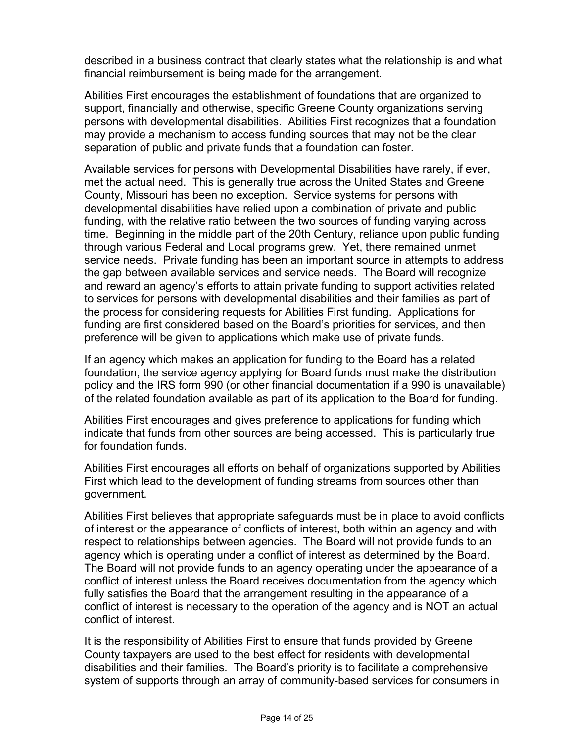described in a business contract that clearly states what the relationship is and what financial reimbursement is being made for the arrangement.

Abilities First encourages the establishment of foundations that are organized to support, financially and otherwise, specific Greene County organizations serving persons with developmental disabilities. Abilities First recognizes that a foundation may provide a mechanism to access funding sources that may not be the clear separation of public and private funds that a foundation can foster.

Available services for persons with Developmental Disabilities have rarely, if ever, met the actual need. This is generally true across the United States and Greene County, Missouri has been no exception. Service systems for persons with developmental disabilities have relied upon a combination of private and public funding, with the relative ratio between the two sources of funding varying across time. Beginning in the middle part of the 20th Century, reliance upon public funding through various Federal and Local programs grew. Yet, there remained unmet service needs. Private funding has been an important source in attempts to address the gap between available services and service needs. The Board will recognize and reward an agency's efforts to attain private funding to support activities related to services for persons with developmental disabilities and their families as part of the process for considering requests for Abilities First funding. Applications for funding are first considered based on the Board's priorities for services, and then preference will be given to applications which make use of private funds.

If an agency which makes an application for funding to the Board has a related foundation, the service agency applying for Board funds must make the distribution policy and the IRS form 990 (or other financial documentation if a 990 is unavailable) of the related foundation available as part of its application to the Board for funding.

Abilities First encourages and gives preference to applications for funding which indicate that funds from other sources are being accessed. This is particularly true for foundation funds.

Abilities First encourages all efforts on behalf of organizations supported by Abilities First which lead to the development of funding streams from sources other than government.

Abilities First believes that appropriate safeguards must be in place to avoid conflicts of interest or the appearance of conflicts of interest, both within an agency and with respect to relationships between agencies. The Board will not provide funds to an agency which is operating under a conflict of interest as determined by the Board. The Board will not provide funds to an agency operating under the appearance of a conflict of interest unless the Board receives documentation from the agency which fully satisfies the Board that the arrangement resulting in the appearance of a conflict of interest is necessary to the operation of the agency and is NOT an actual conflict of interest.

It is the responsibility of Abilities First to ensure that funds provided by Greene County taxpayers are used to the best effect for residents with developmental disabilities and their families. The Board's priority is to facilitate a comprehensive system of supports through an array of community-based services for consumers in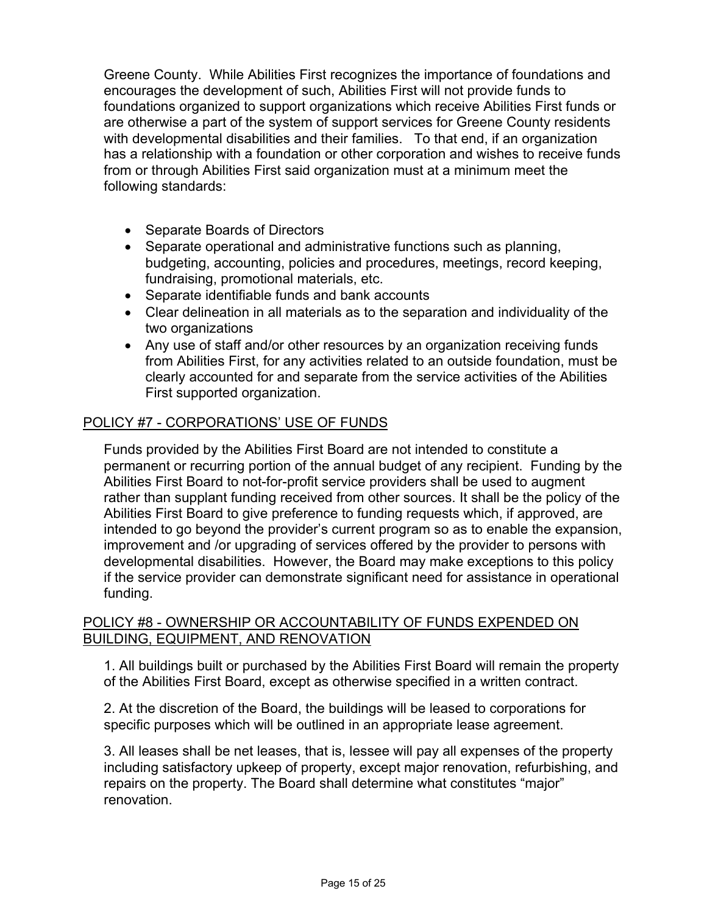Greene County. While Abilities First recognizes the importance of foundations and encourages the development of such, Abilities First will not provide funds to foundations organized to support organizations which receive Abilities First funds or are otherwise a part of the system of support services for Greene County residents with developmental disabilities and their families. To that end, if an organization has a relationship with a foundation or other corporation and wishes to receive funds from or through Abilities First said organization must at a minimum meet the following standards:

- Separate Boards of Directors
- Separate operational and administrative functions such as planning, budgeting, accounting, policies and procedures, meetings, record keeping, fundraising, promotional materials, etc.
- Separate identifiable funds and bank accounts
- Clear delineation in all materials as to the separation and individuality of the two organizations
- Any use of staff and/or other resources by an organization receiving funds from Abilities First, for any activities related to an outside foundation, must be clearly accounted for and separate from the service activities of the Abilities First supported organization.

## POLICY #7 - CORPORATIONS' USE OF FUNDS

Funds provided by the Abilities First Board are not intended to constitute a permanent or recurring portion of the annual budget of any recipient. Funding by the Abilities First Board to not-for-profit service providers shall be used to augment rather than supplant funding received from other sources. It shall be the policy of the Abilities First Board to give preference to funding requests which, if approved, are intended to go beyond the provider's current program so as to enable the expansion, improvement and /or upgrading of services offered by the provider to persons with developmental disabilities. However, the Board may make exceptions to this policy if the service provider can demonstrate significant need for assistance in operational funding.

## POLICY #8 - OWNERSHIP OR ACCOUNTABILITY OF FUNDS EXPENDED ON BUILDING, EQUIPMENT, AND RENOVATION

1. All buildings built or purchased by the Abilities First Board will remain the property of the Abilities First Board, except as otherwise specified in a written contract.

2. At the discretion of the Board, the buildings will be leased to corporations for specific purposes which will be outlined in an appropriate lease agreement.

3. All leases shall be net leases, that is, lessee will pay all expenses of the property including satisfactory upkeep of property, except major renovation, refurbishing, and repairs on the property. The Board shall determine what constitutes "major" renovation.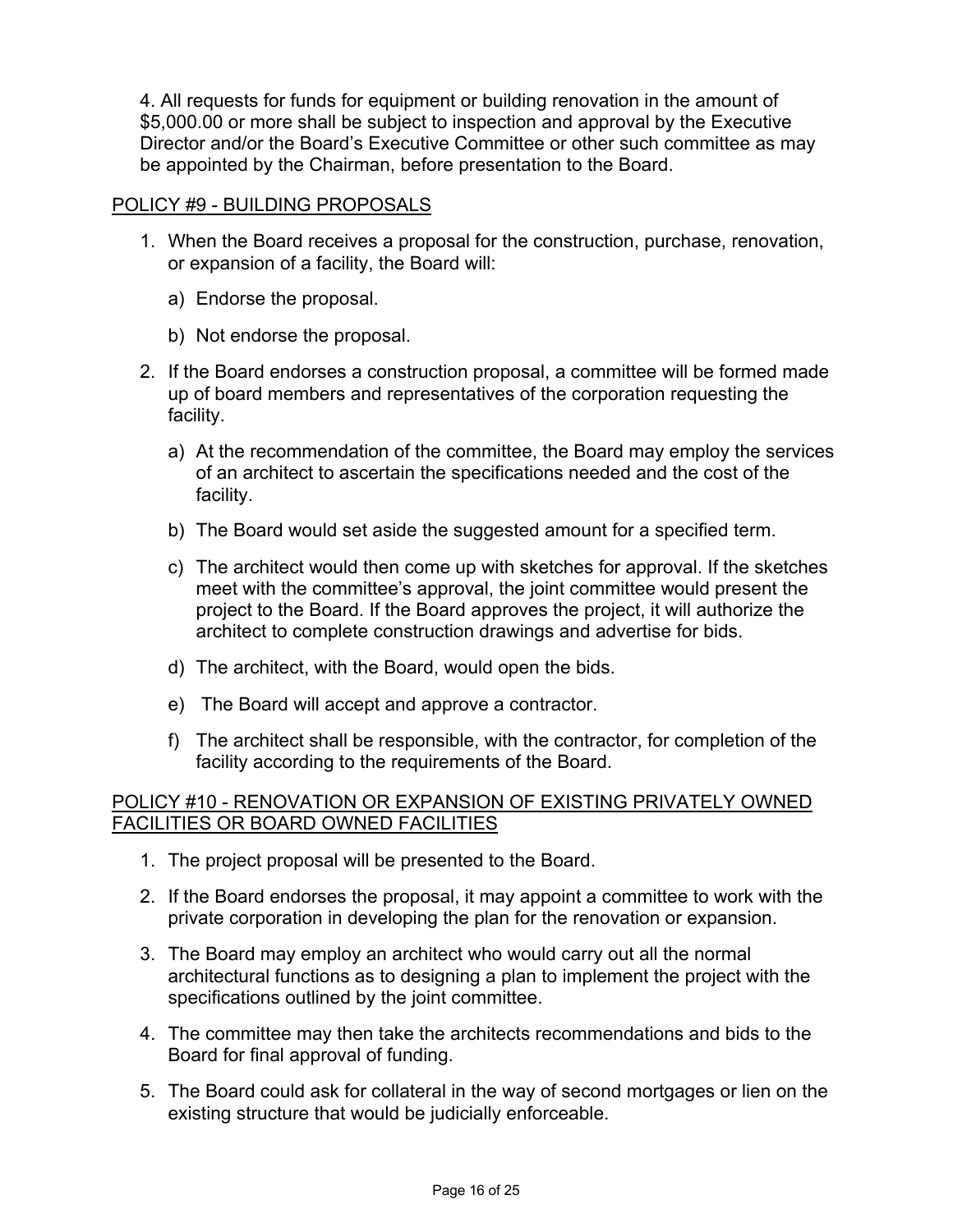4. All requests for funds for equipment or building renovation in the amount of $5,000.00 or more shall be subject to inspection and approval by the Executive Director and/or the Board's Executive Committee or other such committee as may be appointed by the Chairman, before presentation to the Board.

## POLICY #9 - BUILDING PROPOSALS

1. When the Board receives a proposal for the construction, purchase, renovation, or expansion of a facility, the Board will:
   a) Endorse the proposal.
   b) Not endorse the proposal.
2. If the Board endorses a construction proposal, a committee will be formed made up of board members and representatives of the corporation requesting the facility.
   a) At the recommendation of the committee, the Board may employ the services of an architect to ascertain the specifications needed and the cost of the facility.
   b) The Board would set aside the suggested amount for a specified term.
   c) The architect would then come up with sketches for approval. If the sketches meet with the committee's approval, the joint committee would present the project to the Board. If the Board approves the project, it will authorize the architect to complete construction drawings and advertise for bids.
   d) The architect, with the Board, would open the bids.
   e) The Board will accept and approve a contractor.
   f) The architect shall be responsible, with the contractor, for completion of the facility according to the requirements of the Board.

## POLICY #10 - RENOVATION OR EXPANSION OF EXISTING PRIVATELY OWNED FACILITIES OR BOARD OWNED FACILITIES

1. The project proposal will be presented to the Board.
2. If the Board endorses the proposal, it may appoint a committee to work with the private corporation in developing the plan for the renovation or expansion.
3. The Board may employ an architect who would carry out all the normal architectural functions as to designing a plan to implement the project with the specifications outlined by the joint committee.
4. The committee may then take the architects recommendations and bids to the Board for final approval of funding.
5. The Board could ask for collateral in the way of second mortgages or lien on the existing structure that would be judicially enforceable.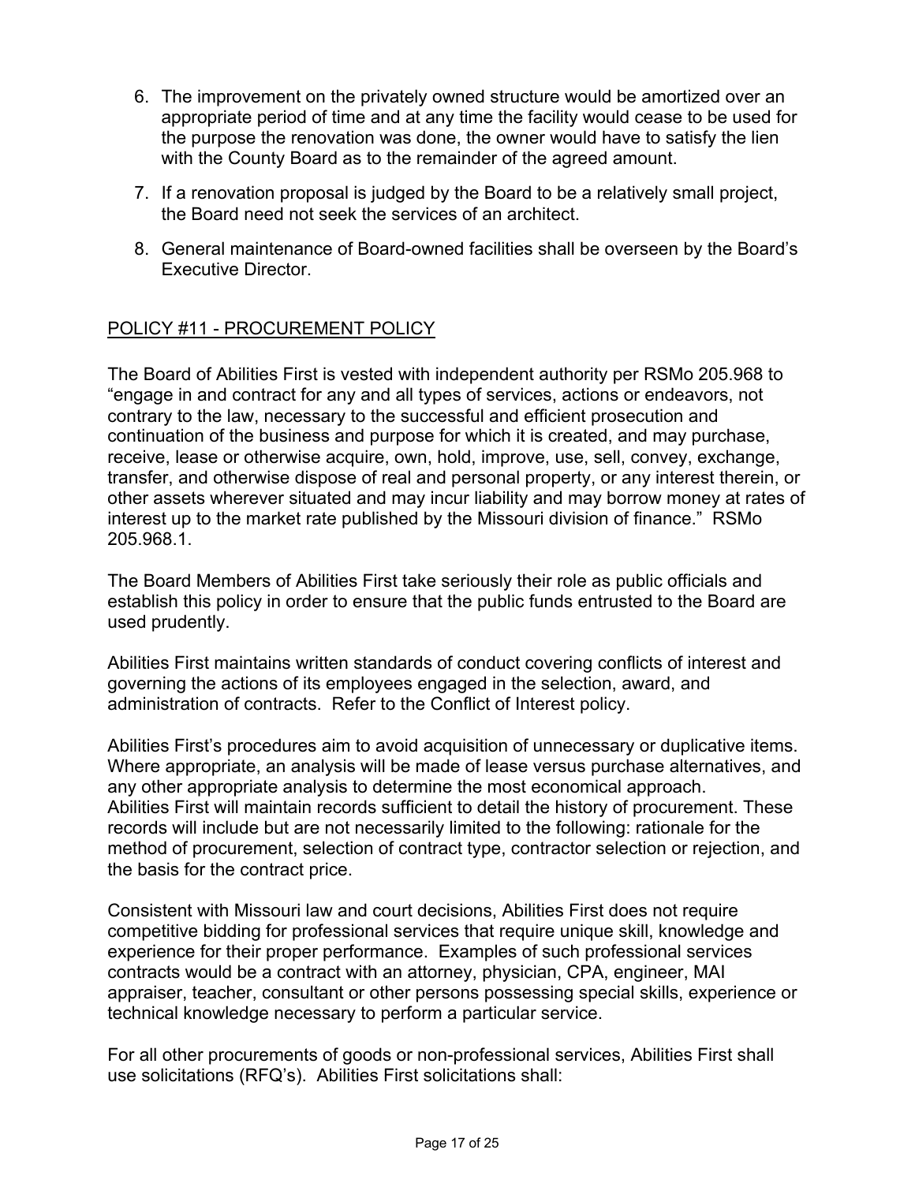6. The improvement on the privately owned structure would be amortized over an appropriate period of time and at any time the facility would cease to be used for the purpose the renovation was done, the owner would have to satisfy the lien with the County Board as to the remainder of the agreed amount.

7. If a renovation proposal is judged by the Board to be a relatively small project, the Board need not seek the services of an architect.

8. General maintenance of Board-owned facilities shall be overseen by the Board's Executive Director.

## POLICY #11 - PROCUREMENT POLICY

The Board of Abilities First is vested with independent authority per RSMo 205.968 to "engage in and contract for any and all types of services, actions or endeavors, not contrary to the law, necessary to the successful and efficient prosecution and continuation of the business and purpose for which it is created, and may purchase, receive, lease or otherwise acquire, own, hold, improve, use, sell, convey, exchange, transfer, and otherwise dispose of real and personal property, or any interest therein, or other assets wherever situated and may incur liability and may borrow money at rates of interest up to the market rate published by the Missouri division of finance." RSMo 205.968.1.

The Board Members of Abilities First take seriously their role as public officials and establish this policy in order to ensure that the public funds entrusted to the Board are used prudently.

Abilities First maintains written standards of conduct covering conflicts of interest and governing the actions of its employees engaged in the selection, award, and administration of contracts. Refer to the Conflict of Interest policy.

Abilities First's procedures aim to avoid acquisition of unnecessary or duplicative items. Where appropriate, an analysis will be made of lease versus purchase alternatives, and any other appropriate analysis to determine the most economical approach.
Abilities First will maintain records sufficient to detail the history of procurement. These records will include but are not necessarily limited to the following: rationale for the method of procurement, selection of contract type, contractor selection or rejection, and the basis for the contract price.

Consistent with Missouri law and court decisions, Abilities First does not require competitive bidding for professional services that require unique skill, knowledge and experience for their proper performance. Examples of such professional services contracts would be a contract with an attorney, physician, CPA, engineer, MAI appraiser, teacher, consultant or other persons possessing special skills, experience or technical knowledge necessary to perform a particular service.

For all other procurements of goods or non-professional services, Abilities First shall use solicitations (RFQ's). Abilities First solicitations shall: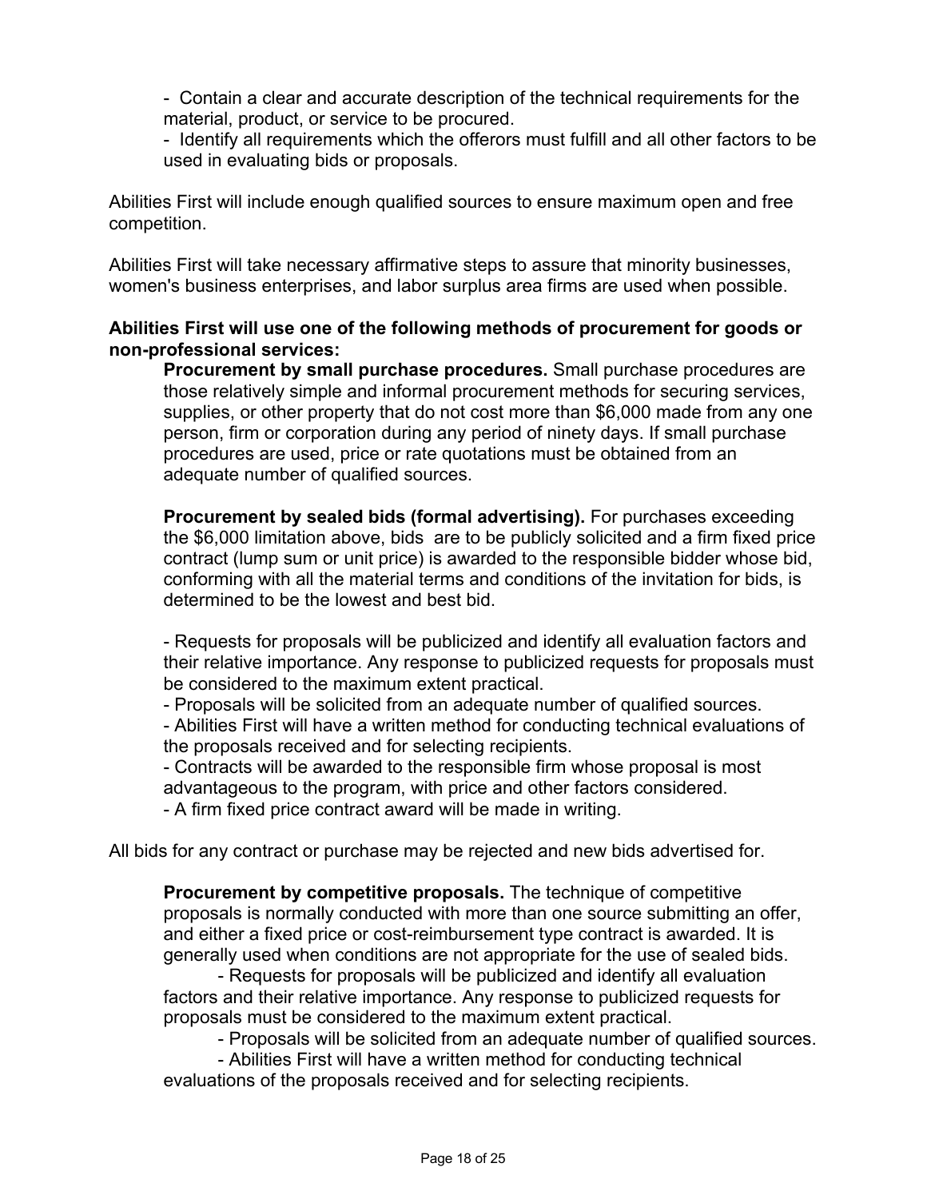- Contain a clear and accurate description of the technical requirements for the material, product, or service to be procured.
- Identify all requirements which the offerors must fulfill and all other factors to be used in evaluating bids or proposals.

Abilities First will include enough qualified sources to ensure maximum open and free competition.

Abilities First will take necessary affirmative steps to assure that minority businesses, women's business enterprises, and labor surplus area firms are used when possible.

**Abilities First will use one of the following methods of procurement for goods or non-professional services:**

**Procurement by small purchase procedures.** Small purchase procedures are those relatively simple and informal procurement methods for securing services, supplies, or other property that do not cost more than $6,000 made from any one person, firm or corporation during any period of ninety days. If small purchase procedures are used, price or rate quotations must be obtained from an adequate number of qualified sources.

**Procurement by sealed bids (formal advertising).** For purchases exceeding the $6,000 limitation above, bids are to be publicly solicited and a firm fixed price contract (lump sum or unit price) is awarded to the responsible bidder whose bid, conforming with all the material terms and conditions of the invitation for bids, is determined to be the lowest and best bid.

- Requests for proposals will be publicized and identify all evaluation factors and their relative importance. Any response to publicized requests for proposals must be considered to the maximum extent practical.
- Proposals will be solicited from an adequate number of qualified sources.
- Abilities First will have a written method for conducting technical evaluations of the proposals received and for selecting recipients.
- Contracts will be awarded to the responsible firm whose proposal is most advantageous to the program, with price and other factors considered.
- A firm fixed price contract award will be made in writing.

All bids for any contract or purchase may be rejected and new bids advertised for.

**Procurement by competitive proposals.** The technique of competitive proposals is normally conducted with more than one source submitting an offer, and either a fixed price or cost-reimbursement type contract is awarded. It is generally used when conditions are not appropriate for the use of sealed bids.

- Requests for proposals will be publicized and identify all evaluation factors and their relative importance. Any response to publicized requests for proposals must be considered to the maximum extent practical.
- Proposals will be solicited from an adequate number of qualified sources.
- Abilities First will have a written method for conducting technical evaluations of the proposals received and for selecting recipients.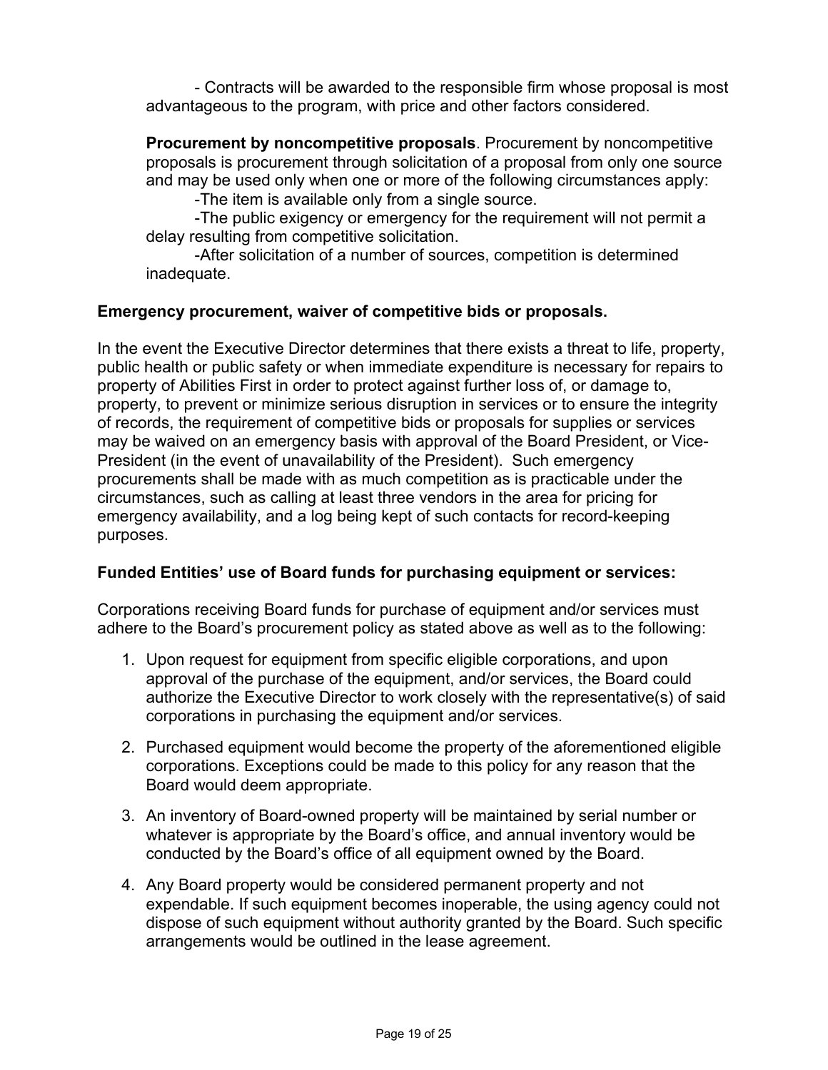- Contracts will be awarded to the responsible firm whose proposal is most advantageous to the program, with price and other factors considered.

**Procurement by noncompetitive proposals**. Procurement by noncompetitive proposals is procurement through solicitation of a proposal from only one source and may be used only when one or more of the following circumstances apply:

-The item is available only from a single source.

-The public exigency or emergency for the requirement will not permit a delay resulting from competitive solicitation.

-After solicitation of a number of sources, competition is determined inadequate.

**Emergency procurement, waiver of competitive bids or proposals.**

In the event the Executive Director determines that there exists a threat to life, property, public health or public safety or when immediate expenditure is necessary for repairs to property of Abilities First in order to protect against further loss of, or damage to, property, to prevent or minimize serious disruption in services or to ensure the integrity of records, the requirement of competitive bids or proposals for supplies or services may be waived on an emergency basis with approval of the Board President, or Vice-President (in the event of unavailability of the President). Such emergency procurements shall be made with as much competition as is practicable under the circumstances, such as calling at least three vendors in the area for pricing for emergency availability, and a log being kept of such contacts for record-keeping purposes.

**Funded Entities' use of Board funds for purchasing equipment or services:**

Corporations receiving Board funds for purchase of equipment and/or services must adhere to the Board's procurement policy as stated above as well as to the following:

1. Upon request for equipment from specific eligible corporations, and upon approval of the purchase of the equipment, and/or services, the Board could authorize the Executive Director to work closely with the representative(s) of said corporations in purchasing the equipment and/or services.
2. Purchased equipment would become the property of the aforementioned eligible corporations. Exceptions could be made to this policy for any reason that the Board would deem appropriate.
3. An inventory of Board-owned property will be maintained by serial number or whatever is appropriate by the Board's office, and annual inventory would be conducted by the Board's office of all equipment owned by the Board.
4. Any Board property would be considered permanent property and not expendable. If such equipment becomes inoperable, the using agency could not dispose of such equipment without authority granted by the Board. Such specific arrangements would be outlined in the lease agreement.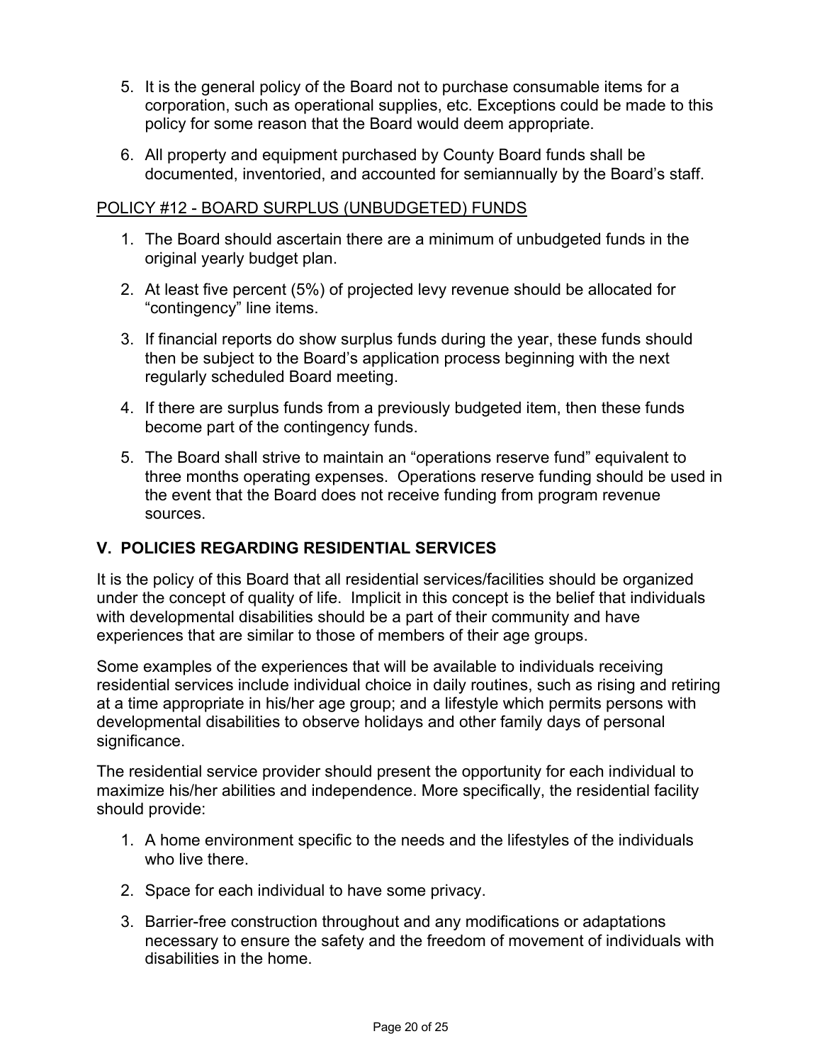5. It is the general policy of the Board not to purchase consumable items for a corporation, such as operational supplies, etc. Exceptions could be made to this policy for some reason that the Board would deem appropriate.
6. All property and equipment purchased by County Board funds shall be documented, inventoried, and accounted for semiannually by the Board's staff.

<u>POLICY #12 - BOARD SURPLUS (UNBUDGETED) FUNDS</u>

1. The Board should ascertain there are a minimum of unbudgeted funds in the original yearly budget plan.
2. At least five percent (5%) of projected levy revenue should be allocated for "contingency" line items.
3. If financial reports do show surplus funds during the year, these funds should then be subject to the Board's application process beginning with the next regularly scheduled Board meeting.
4. If there are surplus funds from a previously budgeted item, then these funds become part of the contingency funds.
5. The Board shall strive to maintain an "operations reserve fund" equivalent to three months operating expenses. Operations reserve funding should be used in the event that the Board does not receive funding from program revenue sources.

## V. POLICIES REGARDING RESIDENTIAL SERVICES

It is the policy of this Board that all residential services/facilities should be organized under the concept of quality of life. Implicit in this concept is the belief that individuals with developmental disabilities should be a part of their community and have experiences that are similar to those of members of their age groups.

Some examples of the experiences that will be available to individuals receiving residential services include individual choice in daily routines, such as rising and retiring at a time appropriate in his/her age group; and a lifestyle which permits persons with developmental disabilities to observe holidays and other family days of personal significance.

The residential service provider should present the opportunity for each individual to maximize his/her abilities and independence. More specifically, the residential facility should provide:

1. A home environment specific to the needs and the lifestyles of the individuals who live there.
2. Space for each individual to have some privacy.
3. Barrier-free construction throughout and any modifications or adaptations necessary to ensure the safety and the freedom of movement of individuals with disabilities in the home.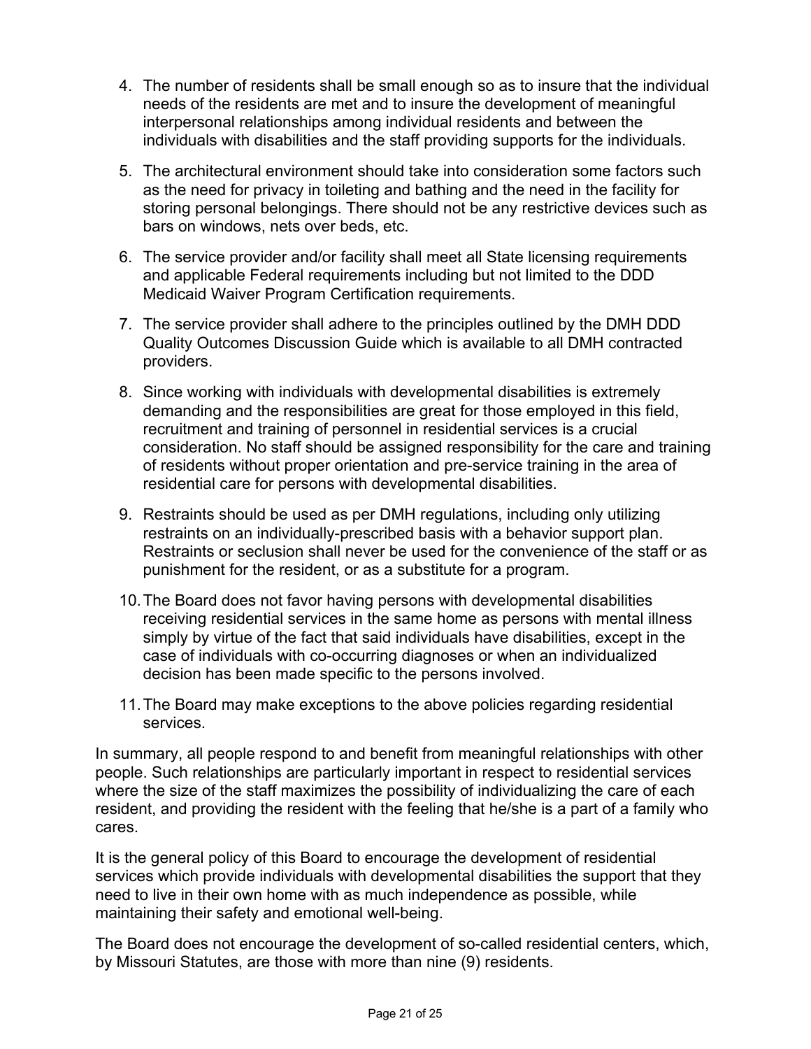4. The number of residents shall be small enough so as to insure that the individual needs of the residents are met and to insure the development of meaningful interpersonal relationships among individual residents and between the individuals with disabilities and the staff providing supports for the individuals.

5. The architectural environment should take into consideration some factors such as the need for privacy in toileting and bathing and the need in the facility for storing personal belongings. There should not be any restrictive devices such as bars on windows, nets over beds, etc.

6. The service provider and/or facility shall meet all State licensing requirements and applicable Federal requirements including but not limited to the DDD Medicaid Waiver Program Certification requirements.

7. The service provider shall adhere to the principles outlined by the DMH DDD Quality Outcomes Discussion Guide which is available to all DMH contracted providers.

8. Since working with individuals with developmental disabilities is extremely demanding and the responsibilities are great for those employed in this field, recruitment and training of personnel in residential services is a crucial consideration. No staff should be assigned responsibility for the care and training of residents without proper orientation and pre-service training in the area of residential care for persons with developmental disabilities.

9. Restraints should be used as per DMH regulations, including only utilizing restraints on an individually-prescribed basis with a behavior support plan. Restraints or seclusion shall never be used for the convenience of the staff or as punishment for the resident, or as a substitute for a program.

10. The Board does not favor having persons with developmental disabilities receiving residential services in the same home as persons with mental illness simply by virtue of the fact that said individuals have disabilities, except in the case of individuals with co-occurring diagnoses or when an individualized decision has been made specific to the persons involved.

11. The Board may make exceptions to the above policies regarding residential services.

In summary, all people respond to and benefit from meaningful relationships with other people. Such relationships are particularly important in respect to residential services where the size of the staff maximizes the possibility of individualizing the care of each resident, and providing the resident with the feeling that he/she is a part of a family who cares.

It is the general policy of this Board to encourage the development of residential services which provide individuals with developmental disabilities the support that they need to live in their own home with as much independence as possible, while maintaining their safety and emotional well-being.

The Board does not encourage the development of so-called residential centers, which, by Missouri Statutes, are those with more than nine (9) residents.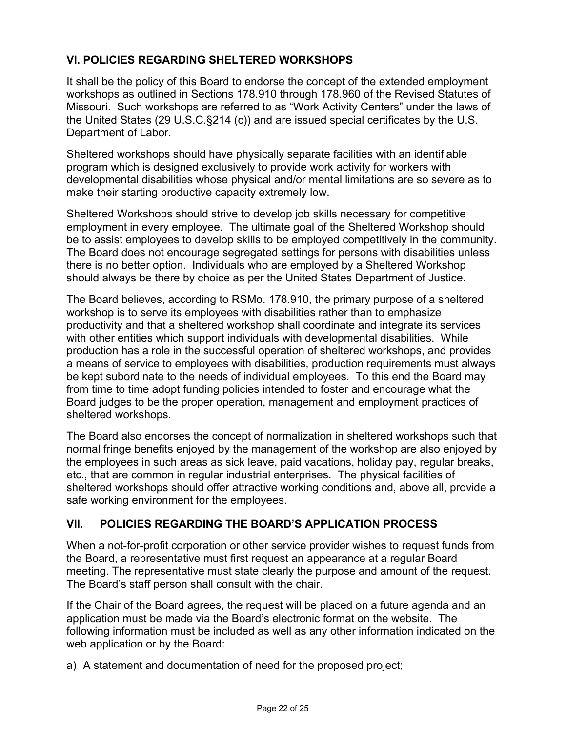## VI. POLICIES REGARDING SHELTERED WORKSHOPS

It shall be the policy of this Board to endorse the concept of the extended employment workshops as outlined in Sections 178.910 through 178.960 of the Revised Statutes of Missouri. Such workshops are referred to as "Work Activity Centers" under the laws of the United States (29 U.S.C.§214 (c)) and are issued special certificates by the U.S. Department of Labor.

Sheltered workshops should have physically separate facilities with an identifiable program which is designed exclusively to provide work activity for workers with developmental disabilities whose physical and/or mental limitations are so severe as to make their starting productive capacity extremely low.

Sheltered Workshops should strive to develop job skills necessary for competitive employment in every employee. The ultimate goal of the Sheltered Workshop should be to assist employees to develop skills to be employed competitively in the community. The Board does not encourage segregated settings for persons with disabilities unless there is no better option. Individuals who are employed by a Sheltered Workshop should always be there by choice as per the United States Department of Justice.

The Board believes, according to RSMo. 178.910, the primary purpose of a sheltered workshop is to serve its employees with disabilities rather than to emphasize productivity and that a sheltered workshop shall coordinate and integrate its services with other entities which support individuals with developmental disabilities. While production has a role in the successful operation of sheltered workshops, and provides a means of service to employees with disabilities, production requirements must always be kept subordinate to the needs of individual employees. To this end the Board may from time to time adopt funding policies intended to foster and encourage what the Board judges to be the proper operation, management and employment practices of sheltered workshops.

The Board also endorses the concept of normalization in sheltered workshops such that normal fringe benefits enjoyed by the management of the workshop are also enjoyed by the employees in such areas as sick leave, paid vacations, holiday pay, regular breaks, etc., that are common in regular industrial enterprises. The physical facilities of sheltered workshops should offer attractive working conditions and, above all, provide a safe working environment for the employees.

## VII. POLICIES REGARDING THE BOARD'S APPLICATION PROCESS

When a not-for-profit corporation or other service provider wishes to request funds from the Board, a representative must first request an appearance at a regular Board meeting. The representative must state clearly the purpose and amount of the request. The Board's staff person shall consult with the chair.

If the Chair of the Board agrees, the request will be placed on a future agenda and an application must be made via the Board's electronic format on the website. The following information must be included as well as any other information indicated on the web application or by the Board:

a) A statement and documentation of need for the proposed project;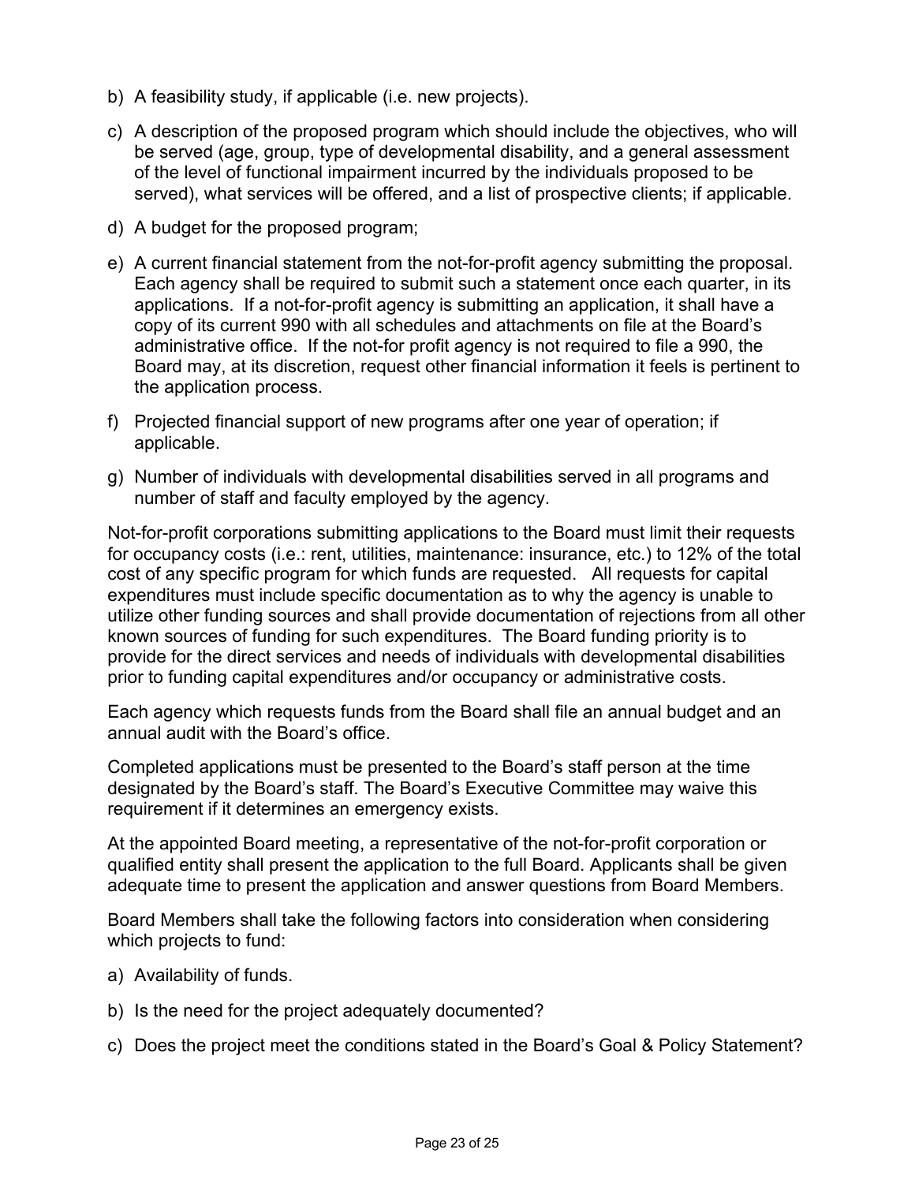b) A feasibility study, if applicable (i.e. new projects).

c) A description of the proposed program which should include the objectives, who will be served (age, group, type of developmental disability, and a general assessment of the level of functional impairment incurred by the individuals proposed to be served), what services will be offered, and a list of prospective clients; if applicable.

d) A budget for the proposed program;

e) A current financial statement from the not-for-profit agency submitting the proposal. Each agency shall be required to submit such a statement once each quarter, in its applications. If a not-for-profit agency is submitting an application, it shall have a copy of its current 990 with all schedules and attachments on file at the Board's administrative office. If the not-for profit agency is not required to file a 990, the Board may, at its discretion, request other financial information it feels is pertinent to the application process.

f) Projected financial support of new programs after one year of operation; if applicable.

g) Number of individuals with developmental disabilities served in all programs and number of staff and faculty employed by the agency.

Not-for-profit corporations submitting applications to the Board must limit their requests for occupancy costs (i.e.: rent, utilities, maintenance: insurance, etc.) to 12% of the total cost of any specific program for which funds are requested. All requests for capital expenditures must include specific documentation as to why the agency is unable to utilize other funding sources and shall provide documentation of rejections from all other known sources of funding for such expenditures. The Board funding priority is to provide for the direct services and needs of individuals with developmental disabilities prior to funding capital expenditures and/or occupancy or administrative costs.

Each agency which requests funds from the Board shall file an annual budget and an annual audit with the Board's office.

Completed applications must be presented to the Board's staff person at the time designated by the Board's staff. The Board's Executive Committee may waive this requirement if it determines an emergency exists.

At the appointed Board meeting, a representative of the not-for-profit corporation or qualified entity shall present the application to the full Board. Applicants shall be given adequate time to present the application and answer questions from Board Members.

Board Members shall take the following factors into consideration when considering which projects to fund:

a) Availability of funds.

b) Is the need for the project adequately documented?

c) Does the project meet the conditions stated in the Board's Goal & Policy Statement?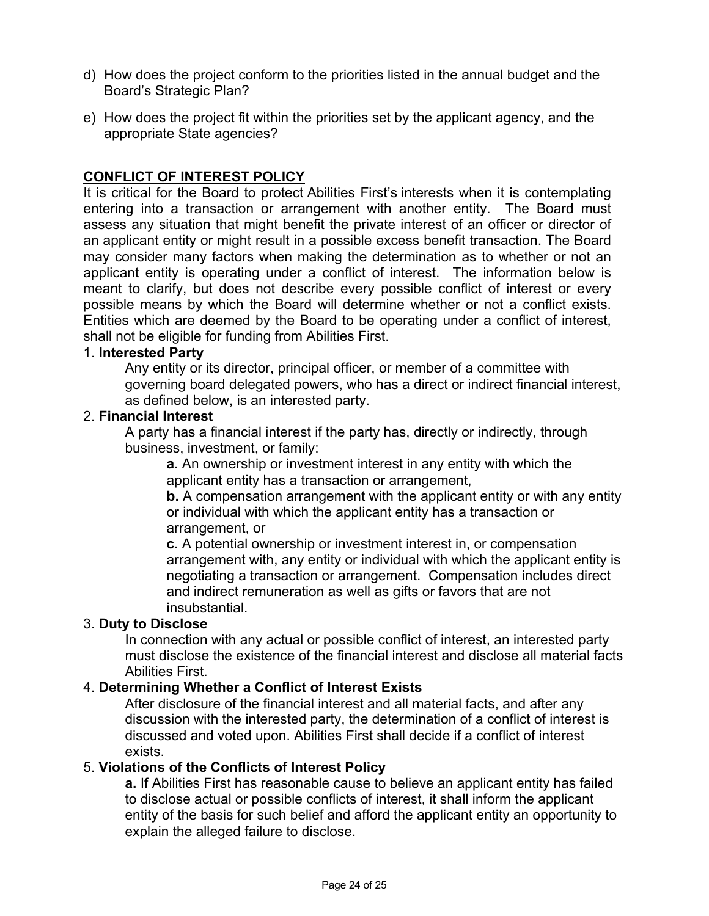d) How does the project conform to the priorities listed in the annual budget and the Board's Strategic Plan?

e) How does the project fit within the priorities set by the applicant agency, and the appropriate State agencies?

## CONFLICT OF INTEREST POLICY

It is critical for the Board to protect Abilities First's interests when it is contemplating entering into a transaction or arrangement with another entity. The Board must assess any situation that might benefit the private interest of an officer or director of an applicant entity or might result in a possible excess benefit transaction. The Board may consider many factors when making the determination as to whether or not an applicant entity is operating under a conflict of interest. The information below is meant to clarify, but does not describe every possible conflict of interest or every possible means by which the Board will determine whether or not a conflict exists. Entities which are deemed by the Board to be operating under a conflict of interest, shall not be eligible for funding from Abilities First.

1. **Interested Party**

   Any entity or its director, principal officer, or member of a committee with governing board delegated powers, who has a direct or indirect financial interest, as defined below, is an interested party.

2. **Financial Interest**

   A party has a financial interest if the party has, directly or indirectly, through business, investment, or family:

   **a.** An ownership or investment interest in any entity with which the applicant entity has a transaction or arrangement,

   **b.** A compensation arrangement with the applicant entity or with any entity or individual with which the applicant entity has a transaction or arrangement, or

   **c.** A potential ownership or investment interest in, or compensation arrangement with, any entity or individual with which the applicant entity is negotiating a transaction or arrangement. Compensation includes direct and indirect remuneration as well as gifts or favors that are not insubstantial.

3. **Duty to Disclose**

   In connection with any actual or possible conflict of interest, an interested party must disclose the existence of the financial interest and disclose all material facts Abilities First.

4. **Determining Whether a Conflict of Interest Exists**

   After disclosure of the financial interest and all material facts, and after any discussion with the interested party, the determination of a conflict of interest is discussed and voted upon. Abilities First shall decide if a conflict of interest exists.

5. **Violations of the Conflicts of Interest Policy**

   **a.** If Abilities First has reasonable cause to believe an applicant entity has failed to disclose actual or possible conflicts of interest, it shall inform the applicant entity of the basis for such belief and afford the applicant entity an opportunity to explain the alleged failure to disclose.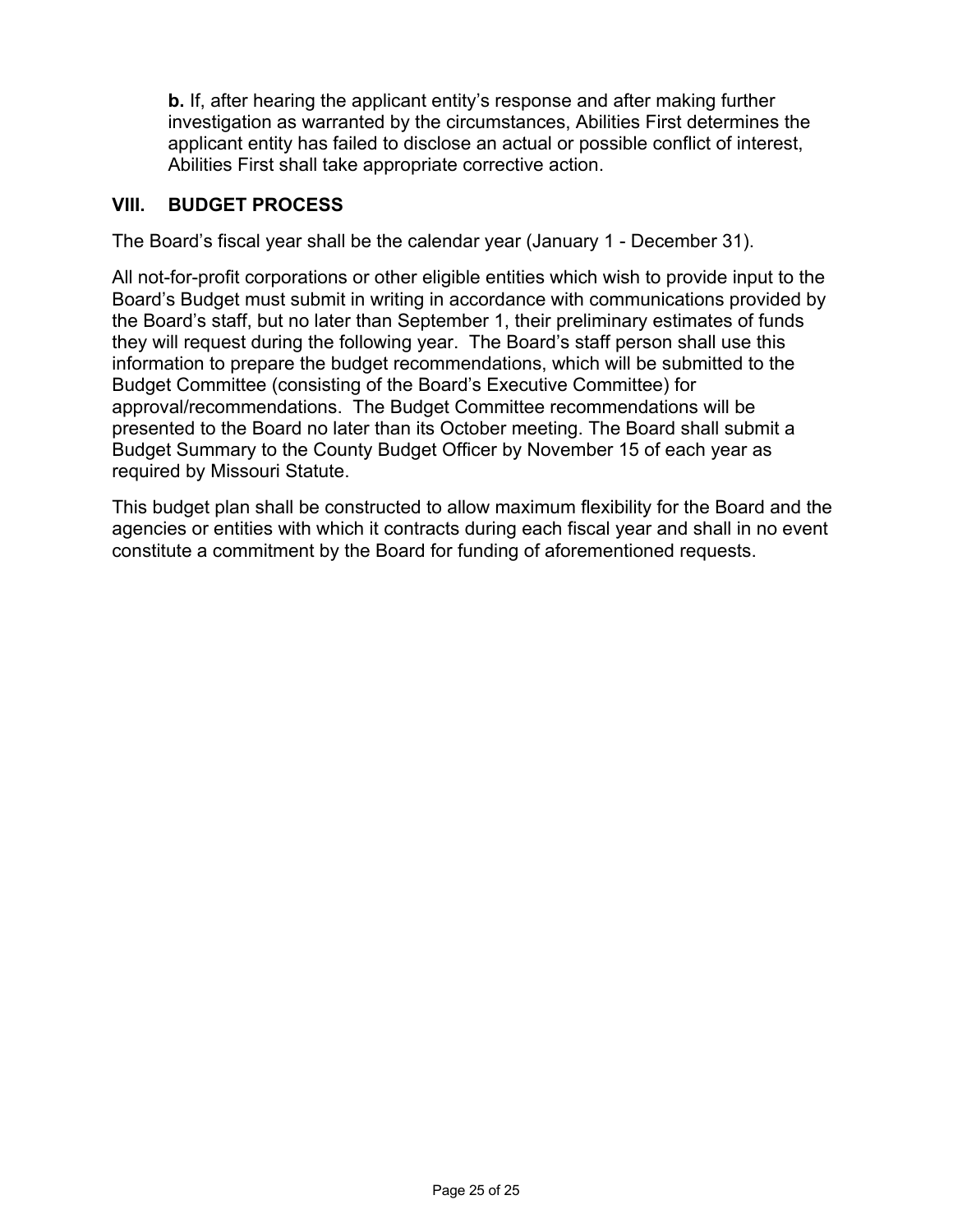**b.** If, after hearing the applicant entity's response and after making further investigation as warranted by the circumstances, Abilities First determines the applicant entity has failed to disclose an actual or possible conflict of interest, Abilities First shall take appropriate corrective action.

## VIII. BUDGET PROCESS

The Board's fiscal year shall be the calendar year (January 1 - December 31).

All not-for-profit corporations or other eligible entities which wish to provide input to the Board's Budget must submit in writing in accordance with communications provided by the Board's staff, but no later than September 1, their preliminary estimates of funds they will request during the following year. The Board's staff person shall use this information to prepare the budget recommendations, which will be submitted to the Budget Committee (consisting of the Board's Executive Committee) for approval/recommendations. The Budget Committee recommendations will be presented to the Board no later than its October meeting. The Board shall submit a Budget Summary to the County Budget Officer by November 15 of each year as required by Missouri Statute.

This budget plan shall be constructed to allow maximum flexibility for the Board and the agencies or entities with which it contracts during each fiscal year and shall in no event constitute a commitment by the Board for funding of aforementioned requests.